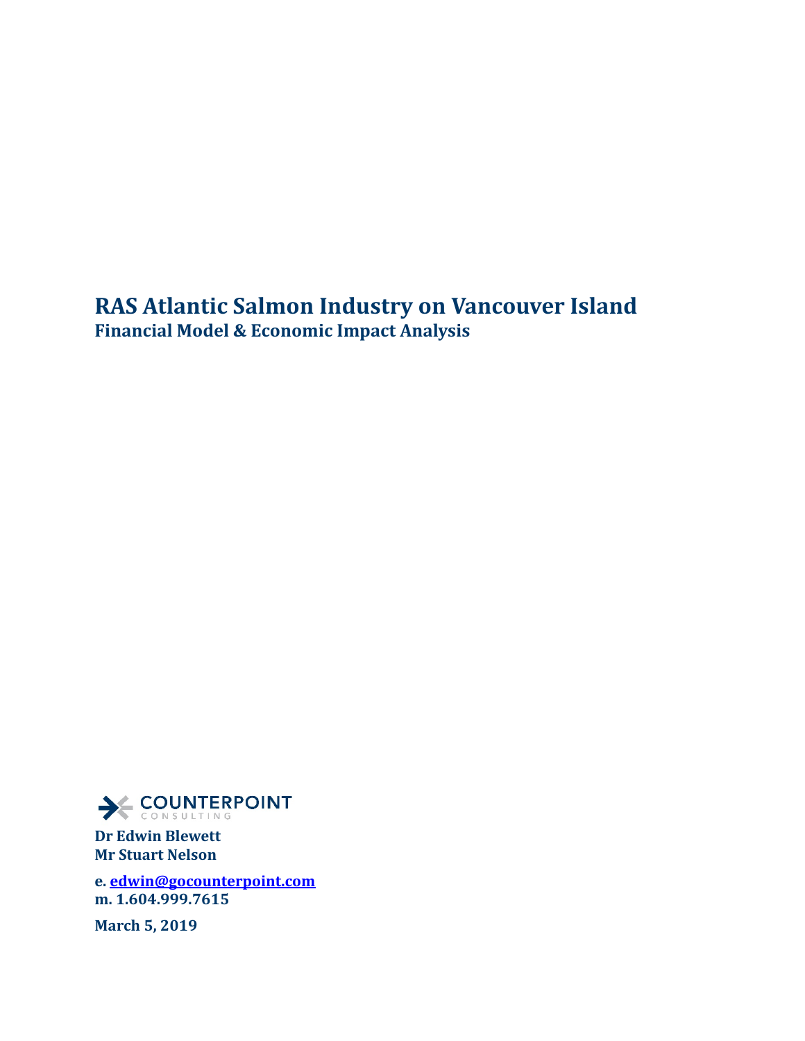# RAS Atlantic Salmon Industry on Vancouver Island

## Financial Model & Economic Impact Analysis

COUNTERPOINT CONSULTING

**Dr Edwin Blewett**
**Mr Stuart Nelson**

**e. edwin@gocounterpoint.com**
**m. 1.604.999.7615**

**March 5, 2019**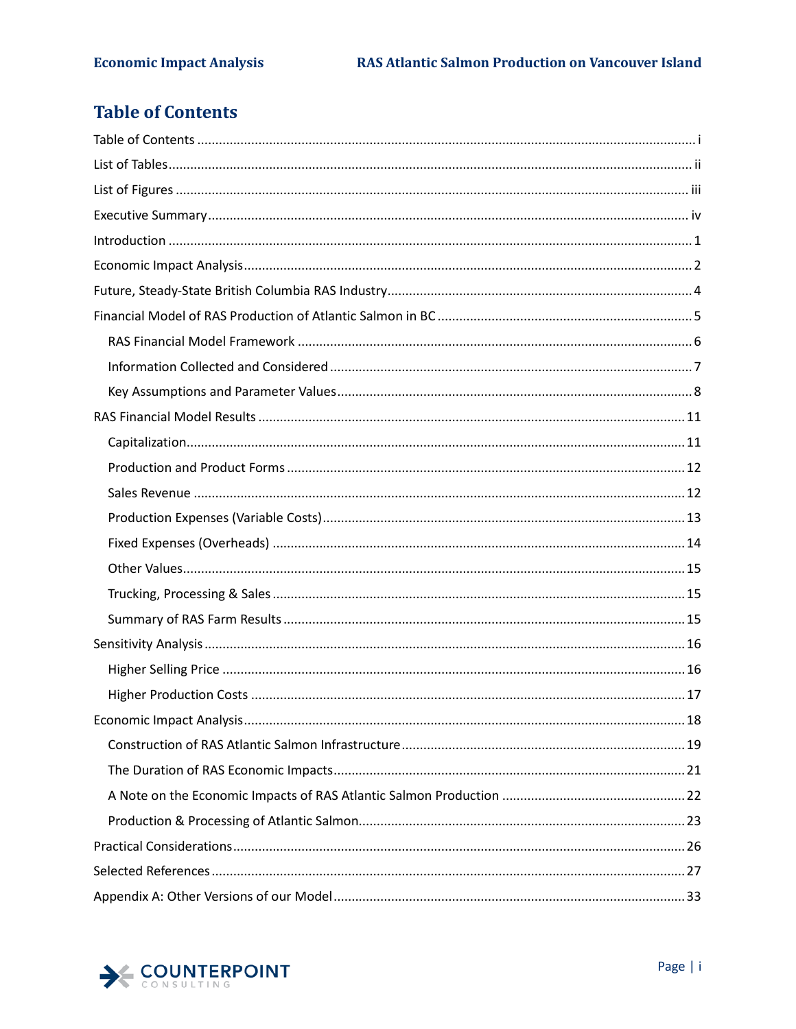# Table of Contents

- Table of Contents ..... i
- List of Tables ..... ii
- List of Figures ..... iii
- Executive Summary ..... iv
- Introduction ..... 1
- Economic Impact Analysis ..... 2
- Future, Steady-State British Columbia RAS Industry ..... 4
- Financial Model of RAS Production of Atlantic Salmon in BC ..... 5
  - RAS Financial Model Framework ..... 6
  - Information Collected and Considered ..... 7
  - Key Assumptions and Parameter Values ..... 8
- RAS Financial Model Results ..... 11
  - Capitalization ..... 11
  - Production and Product Forms ..... 12
  - Sales Revenue ..... 12
  - Production Expenses (Variable Costs) ..... 13
  - Fixed Expenses (Overheads) ..... 14
  - Other Values ..... 15
  - Trucking, Processing & Sales ..... 15
  - Summary of RAS Farm Results ..... 15
- Sensitivity Analysis ..... 16
  - Higher Selling Price ..... 16
  - Higher Production Costs ..... 17
- Economic Impact Analysis ..... 18
  - Construction of RAS Atlantic Salmon Infrastructure ..... 19
  - The Duration of RAS Economic Impacts ..... 21
  - A Note on the Economic Impacts of RAS Atlantic Salmon Production ..... 22
  - Production & Processing of Atlantic Salmon ..... 23
- Practical Considerations ..... 26
- Selected References ..... 27
- Appendix A: Other Versions of our Model ..... 33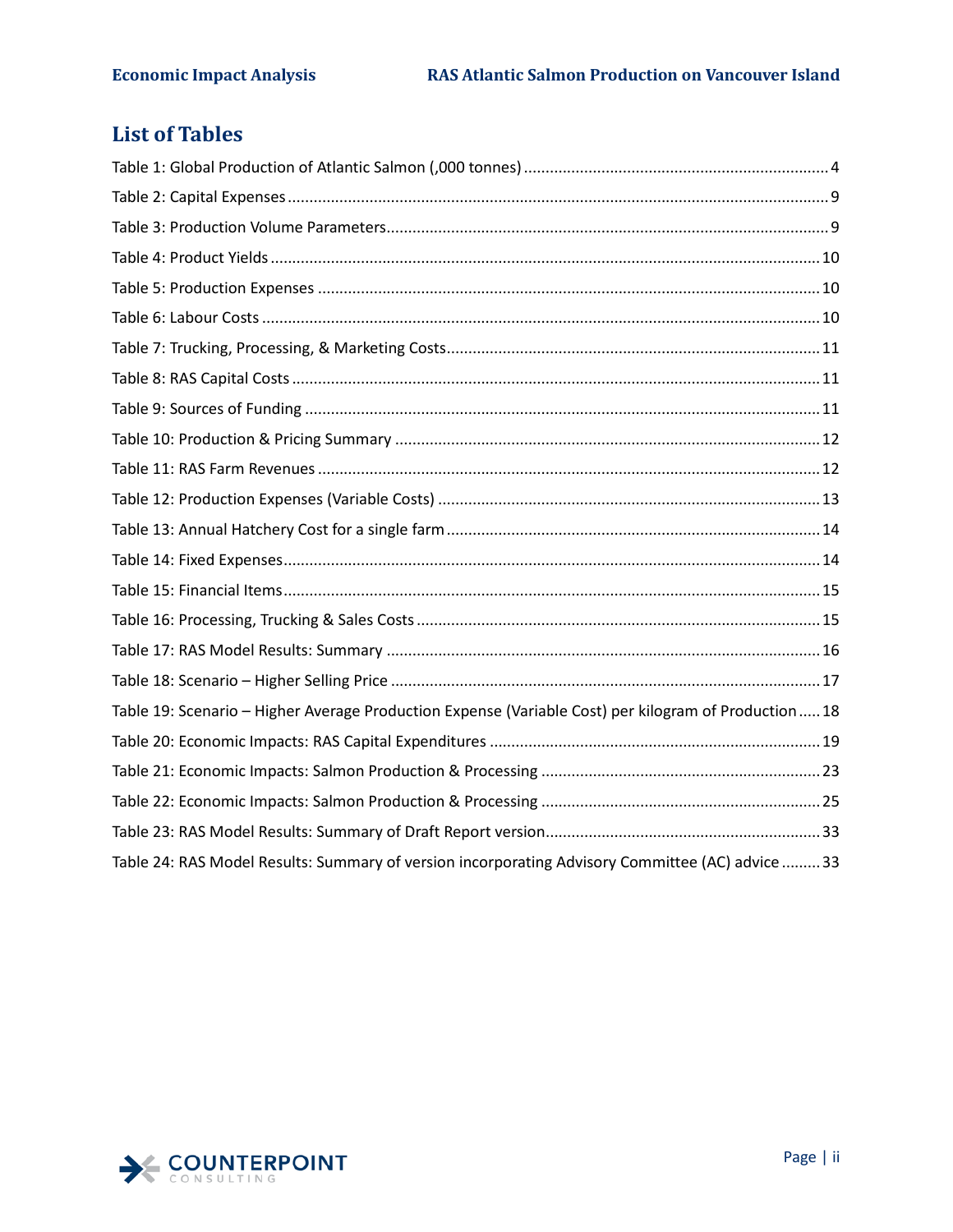## List of Tables

Table 1: Global Production of Atlantic Salmon (,000 tonnes) ........ 4
Table 2: Capital Expenses ........ 9
Table 3: Production Volume Parameters ........ 9
Table 4: Product Yields ........ 10
Table 5: Production Expenses ........ 10
Table 6: Labour Costs ........ 10
Table 7: Trucking, Processing, & Marketing Costs ........ 11
Table 8: RAS Capital Costs ........ 11
Table 9: Sources of Funding ........ 11
Table 10: Production & Pricing Summary ........ 12
Table 11: RAS Farm Revenues ........ 12
Table 12: Production Expenses (Variable Costs) ........ 13
Table 13: Annual Hatchery Cost for a single farm ........ 14
Table 14: Fixed Expenses ........ 14
Table 15: Financial Items ........ 15
Table 16: Processing, Trucking & Sales Costs ........ 15
Table 17: RAS Model Results: Summary ........ 16
Table 18: Scenario – Higher Selling Price ........ 17
Table 19: Scenario – Higher Average Production Expense (Variable Cost) per kilogram of Production ........ 18
Table 20: Economic Impacts: RAS Capital Expenditures ........ 19
Table 21: Economic Impacts: Salmon Production & Processing ........ 23
Table 22: Economic Impacts: Salmon Production & Processing ........ 25
Table 23: RAS Model Results: Summary of Draft Report version ........ 33
Table 24: RAS Model Results: Summary of version incorporating Advisory Committee (AC) advice ........ 33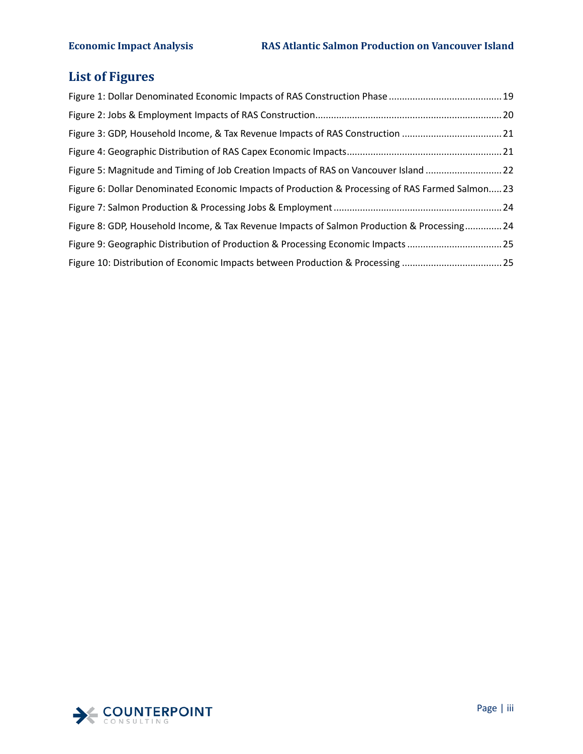## List of Figures

Figure 1: Dollar Denominated Economic Impacts of RAS Construction Phase .......... 19

Figure 2: Jobs & Employment Impacts of RAS Construction .......... 20

Figure 3: GDP, Household Income, & Tax Revenue Impacts of RAS Construction .......... 21

Figure 4: Geographic Distribution of RAS Capex Economic Impacts .......... 21

Figure 5: Magnitude and Timing of Job Creation Impacts of RAS on Vancouver Island .......... 22

Figure 6: Dollar Denominated Economic Impacts of Production & Processing of RAS Farmed Salmon .......... 23

Figure 7: Salmon Production & Processing Jobs & Employment .......... 24

Figure 8: GDP, Household Income, & Tax Revenue Impacts of Salmon Production & Processing .......... 24

Figure 9: Geographic Distribution of Production & Processing Economic Impacts .......... 25

Figure 10: Distribution of Economic Impacts between Production & Processing .......... 25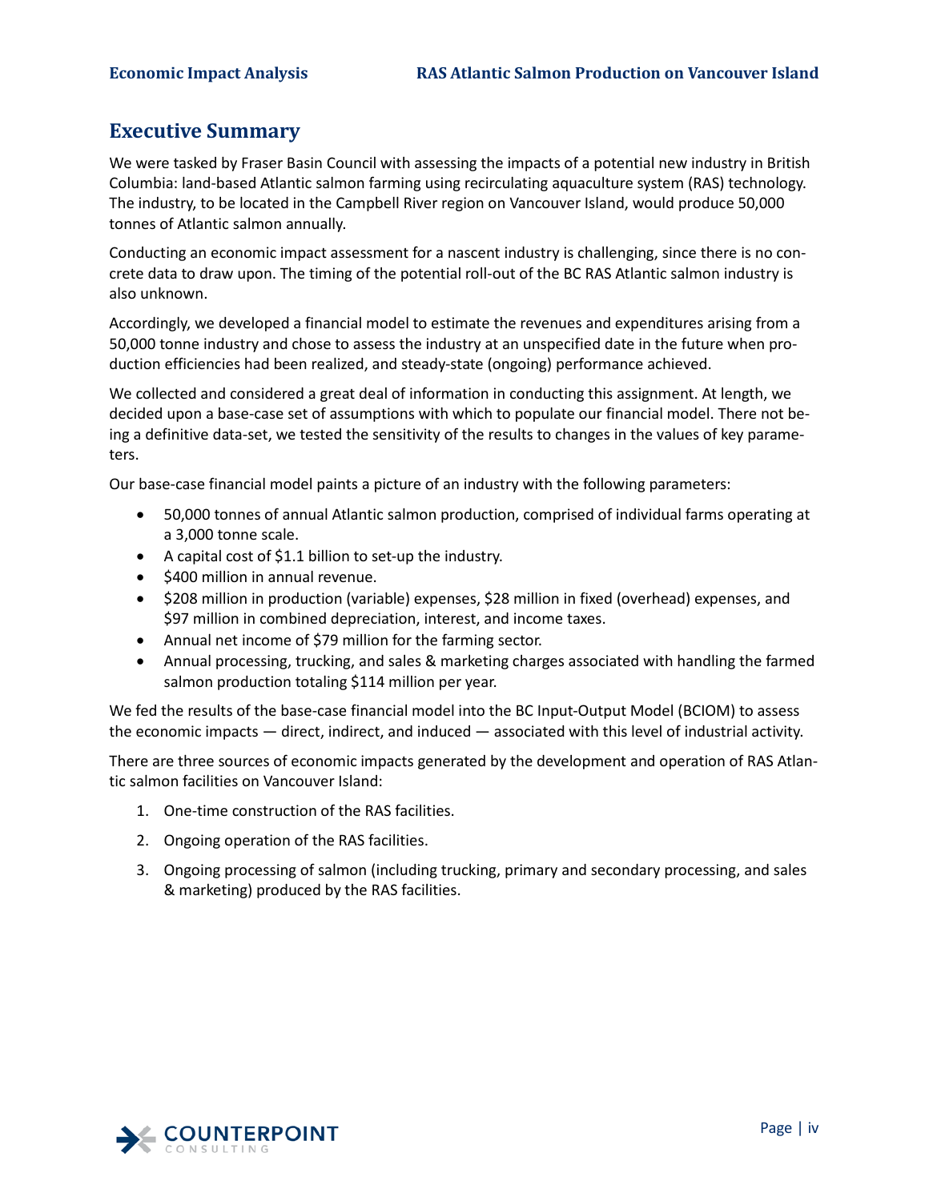## Executive Summary

We were tasked by Fraser Basin Council with assessing the impacts of a potential new industry in British Columbia: land-based Atlantic salmon farming using recirculating aquaculture system (RAS) technology. The industry, to be located in the Campbell River region on Vancouver Island, would produce 50,000 tonnes of Atlantic salmon annually.

Conducting an economic impact assessment for a nascent industry is challenging, since there is no concrete data to draw upon. The timing of the potential roll-out of the BC RAS Atlantic salmon industry is also unknown.

Accordingly, we developed a financial model to estimate the revenues and expenditures arising from a 50,000 tonne industry and chose to assess the industry at an unspecified date in the future when production efficiencies had been realized, and steady-state (ongoing) performance achieved.

We collected and considered a great deal of information in conducting this assignment. At length, we decided upon a base-case set of assumptions with which to populate our financial model. There not being a definitive data-set, we tested the sensitivity of the results to changes in the values of key parameters.

Our base-case financial model paints a picture of an industry with the following parameters:

- 50,000 tonnes of annual Atlantic salmon production, comprised of individual farms operating at a 3,000 tonne scale.
- A capital cost of $1.1 billion to set-up the industry.
- $400 million in annual revenue.
- $208 million in production (variable) expenses, $28 million in fixed (overhead) expenses, and $97 million in combined depreciation, interest, and income taxes.
- Annual net income of $79 million for the farming sector.
- Annual processing, trucking, and sales & marketing charges associated with handling the farmed salmon production totaling $114 million per year.

We fed the results of the base-case financial model into the BC Input-Output Model (BCIOM) to assess the economic impacts — direct, indirect, and induced — associated with this level of industrial activity.

There are three sources of economic impacts generated by the development and operation of RAS Atlantic salmon facilities on Vancouver Island:

1. One-time construction of the RAS facilities.
2. Ongoing operation of the RAS facilities.
3. Ongoing processing of salmon (including trucking, primary and secondary processing, and sales & marketing) produced by the RAS facilities.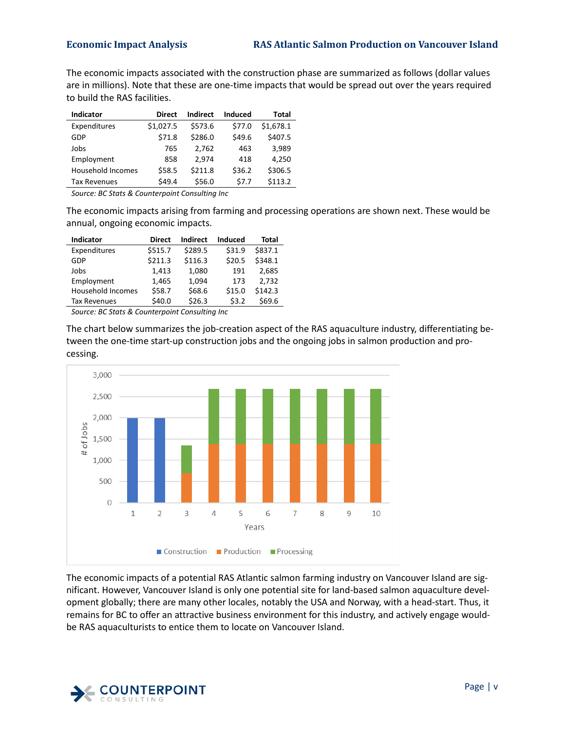The economic impacts associated with the construction phase are summarized as follows (dollar values are in millions). Note that these are one-time impacts that would be spread out over the years required to build the RAS facilities.

| Indicator | Direct | Indirect | Induced | Total |
|---|---|---|---|---|
| Expenditures | $1,027.5 | $573.6 | $77.0 | $1,678.1 |
| GDP | $71.8 | $286.0 | $49.6 | $407.5 |
| Jobs | 765 | 2,762 | 463 | 3,989 |
| Employment | 858 | 2,974 | 418 | 4,250 |
| Household Incomes | $58.5 | $211.8 | $36.2 | $306.5 |
| Tax Revenues | $49.4 | $56.0 | $7.7 | $113.2 |

*Source: BC Stats & Counterpoint Consulting Inc*

The economic impacts arising from farming and processing operations are shown next. These would be annual, ongoing economic impacts.

| Indicator | Direct | Indirect | Induced | Total |
|---|---|---|---|---|
| Expenditures | $515.7 | $289.5 | $31.9 | $837.1 |
| GDP | $211.3 | $116.3 | $20.5 | $348.1 |
| Jobs | 1,413 | 1,080 | 191 | 2,685 |
| Employment | 1,465 | 1,094 | 173 | 2,732 |
| Household Incomes | $58.7 | $68.6 | $15.0 | $142.3 |
| Tax Revenues | $40.0 | $26.3 | $3.2 | $69.6 |

*Source: BC Stats & Counterpoint Consulting Inc*

The chart below summarizes the job-creation aspect of the RAS aquaculture industry, differentiating between the one-time start-up construction jobs and the ongoing jobs in salmon production and processing.

The economic impacts of a potential RAS Atlantic salmon farming industry on Vancouver Island are significant. However, Vancouver Island is only one potential site for land-based salmon aquaculture development globally; there are many other locales, notably the USA and Norway, with a head-start. Thus, it remains for BC to offer an attractive business environment for this industry, and actively engage would-be RAS aquaculturists to entice them to locate on Vancouver Island.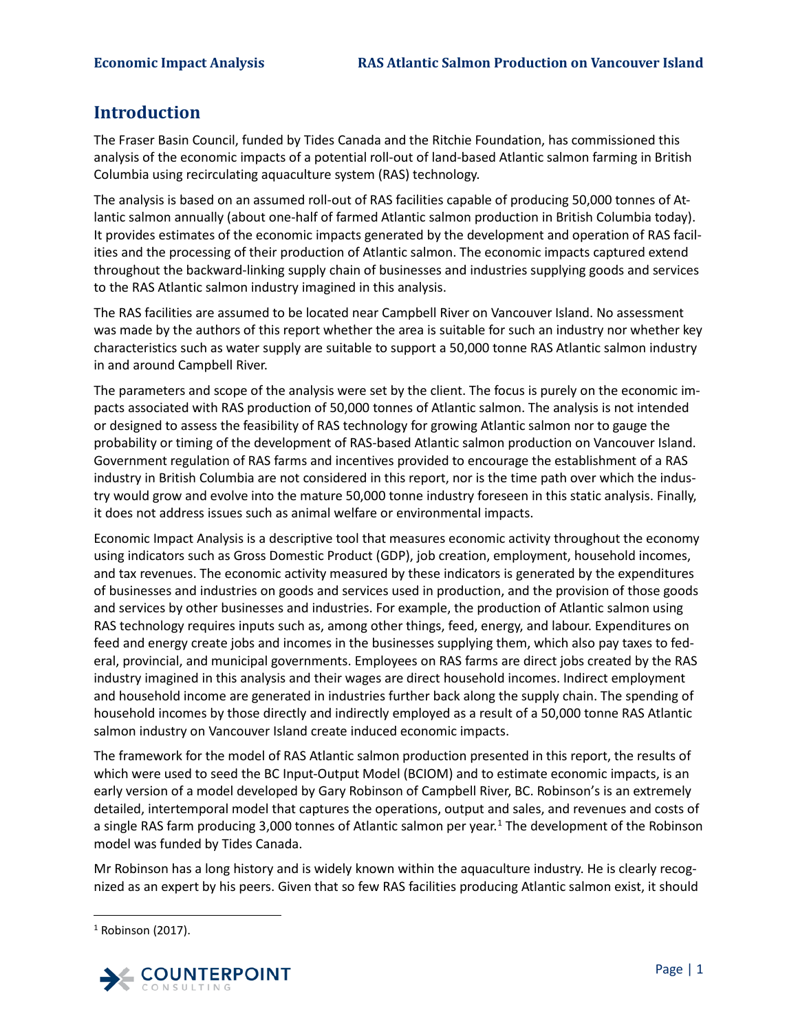## Introduction

The Fraser Basin Council, funded by Tides Canada and the Ritchie Foundation, has commissioned this analysis of the economic impacts of a potential roll-out of land-based Atlantic salmon farming in British Columbia using recirculating aquaculture system (RAS) technology.

The analysis is based on an assumed roll-out of RAS facilities capable of producing 50,000 tonnes of Atlantic salmon annually (about one-half of farmed Atlantic salmon production in British Columbia today). It provides estimates of the economic impacts generated by the development and operation of RAS facilities and the processing of their production of Atlantic salmon. The economic impacts captured extend throughout the backward-linking supply chain of businesses and industries supplying goods and services to the RAS Atlantic salmon industry imagined in this analysis.

The RAS facilities are assumed to be located near Campbell River on Vancouver Island. No assessment was made by the authors of this report whether the area is suitable for such an industry nor whether key characteristics such as water supply are suitable to support a 50,000 tonne RAS Atlantic salmon industry in and around Campbell River.

The parameters and scope of the analysis were set by the client. The focus is purely on the economic impacts associated with RAS production of 50,000 tonnes of Atlantic salmon. The analysis is not intended or designed to assess the feasibility of RAS technology for growing Atlantic salmon nor to gauge the probability or timing of the development of RAS-based Atlantic salmon production on Vancouver Island. Government regulation of RAS farms and incentives provided to encourage the establishment of a RAS industry in British Columbia are not considered in this report, nor is the time path over which the industry would grow and evolve into the mature 50,000 tonne industry foreseen in this static analysis. Finally, it does not address issues such as animal welfare or environmental impacts.

Economic Impact Analysis is a descriptive tool that measures economic activity throughout the economy using indicators such as Gross Domestic Product (GDP), job creation, employment, household incomes, and tax revenues. The economic activity measured by these indicators is generated by the expenditures of businesses and industries on goods and services used in production, and the provision of those goods and services by other businesses and industries. For example, the production of Atlantic salmon using RAS technology requires inputs such as, among other things, feed, energy, and labour. Expenditures on feed and energy create jobs and incomes in the businesses supplying them, which also pay taxes to federal, provincial, and municipal governments. Employees on RAS farms are direct jobs created by the RAS industry imagined in this analysis and their wages are direct household incomes. Indirect employment and household income are generated in industries further back along the supply chain. The spending of household incomes by those directly and indirectly employed as a result of a 50,000 tonne RAS Atlantic salmon industry on Vancouver Island create induced economic impacts.

The framework for the model of RAS Atlantic salmon production presented in this report, the results of which were used to seed the BC Input-Output Model (BCIOM) and to estimate economic impacts, is an early version of a model developed by Gary Robinson of Campbell River, BC. Robinson's is an extremely detailed, intertemporal model that captures the operations, output and sales, and revenues and costs of a single RAS farm producing 3,000 tonnes of Atlantic salmon per year.[1] The development of the Robinson model was funded by Tides Canada.

Mr Robinson has a long history and is widely known within the aquaculture industry. He is clearly recognized as an expert by his peers. Given that so few RAS facilities producing Atlantic salmon exist, it should

[1] Robinson (2017).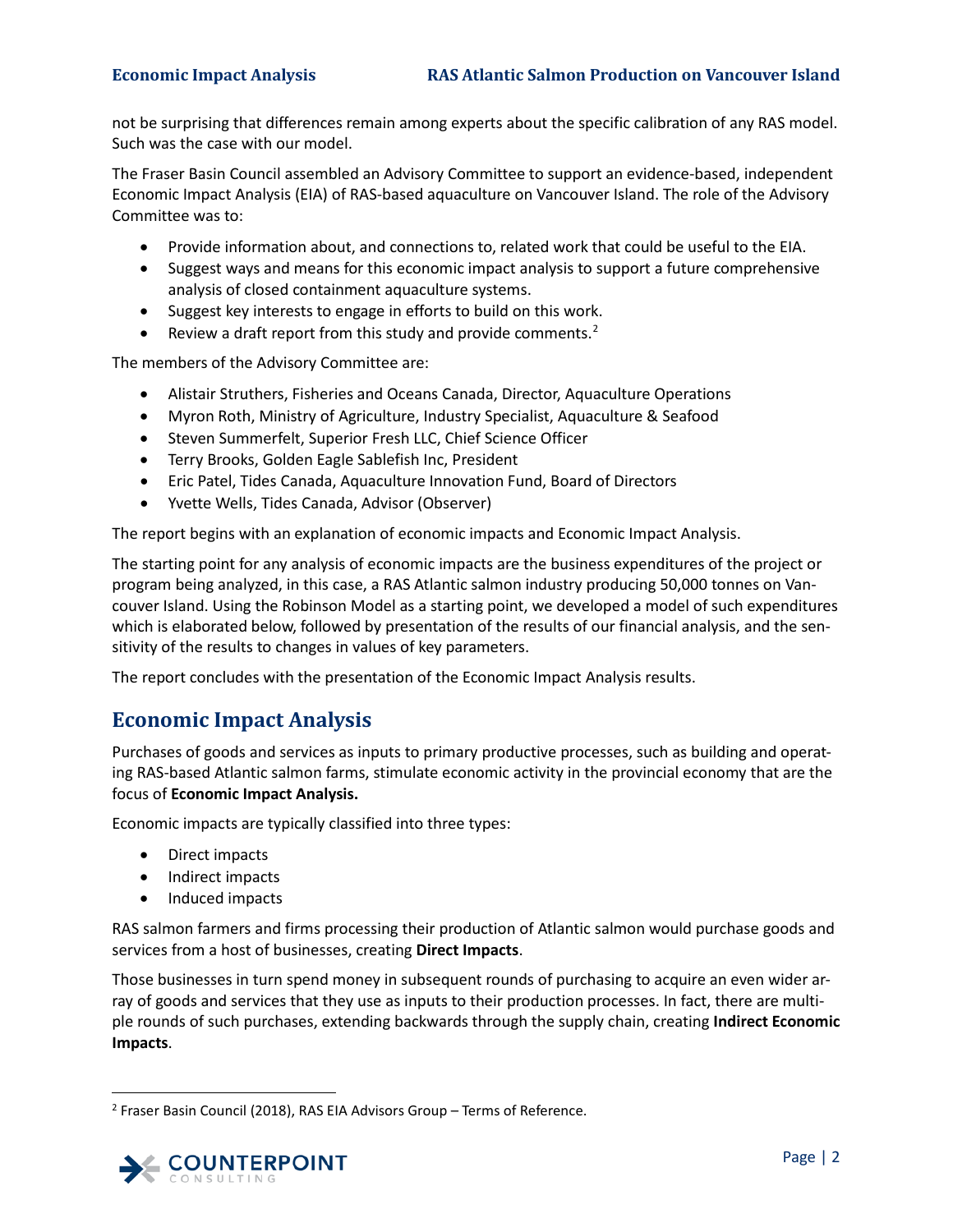not be surprising that differences remain among experts about the specific calibration of any RAS model. Such was the case with our model.

The Fraser Basin Council assembled an Advisory Committee to support an evidence-based, independent Economic Impact Analysis (EIA) of RAS-based aquaculture on Vancouver Island. The role of the Advisory Committee was to:

- Provide information about, and connections to, related work that could be useful to the EIA.
- Suggest ways and means for this economic impact analysis to support a future comprehensive analysis of closed containment aquaculture systems.
- Suggest key interests to engage in efforts to build on this work.
- Review a draft report from this study and provide comments.[2]

The members of the Advisory Committee are:

- Alistair Struthers, Fisheries and Oceans Canada, Director, Aquaculture Operations
- Myron Roth, Ministry of Agriculture, Industry Specialist, Aquaculture & Seafood
- Steven Summerfelt, Superior Fresh LLC, Chief Science Officer
- Terry Brooks, Golden Eagle Sablefish Inc, President
- Eric Patel, Tides Canada, Aquaculture Innovation Fund, Board of Directors
- Yvette Wells, Tides Canada, Advisor (Observer)

The report begins with an explanation of economic impacts and Economic Impact Analysis.

The starting point for any analysis of economic impacts are the business expenditures of the project or program being analyzed, in this case, a RAS Atlantic salmon industry producing 50,000 tonnes on Vancouver Island. Using the Robinson Model as a starting point, we developed a model of such expenditures which is elaborated below, followed by presentation of the results of our financial analysis, and the sensitivity of the results to changes in values of key parameters.

The report concludes with the presentation of the Economic Impact Analysis results.

## Economic Impact Analysis

Purchases of goods and services as inputs to primary productive processes, such as building and operating RAS-based Atlantic salmon farms, stimulate economic activity in the provincial economy that are the focus of **Economic Impact Analysis.**

Economic impacts are typically classified into three types:

- Direct impacts
- Indirect impacts
- Induced impacts

RAS salmon farmers and firms processing their production of Atlantic salmon would purchase goods and services from a host of businesses, creating **Direct Impacts**.

Those businesses in turn spend money in subsequent rounds of purchasing to acquire an even wider array of goods and services that they use as inputs to their production processes. In fact, there are multiple rounds of such purchases, extending backwards through the supply chain, creating **Indirect Economic Impacts**.

---

[2] Fraser Basin Council (2018), RAS EIA Advisors Group – Terms of Reference.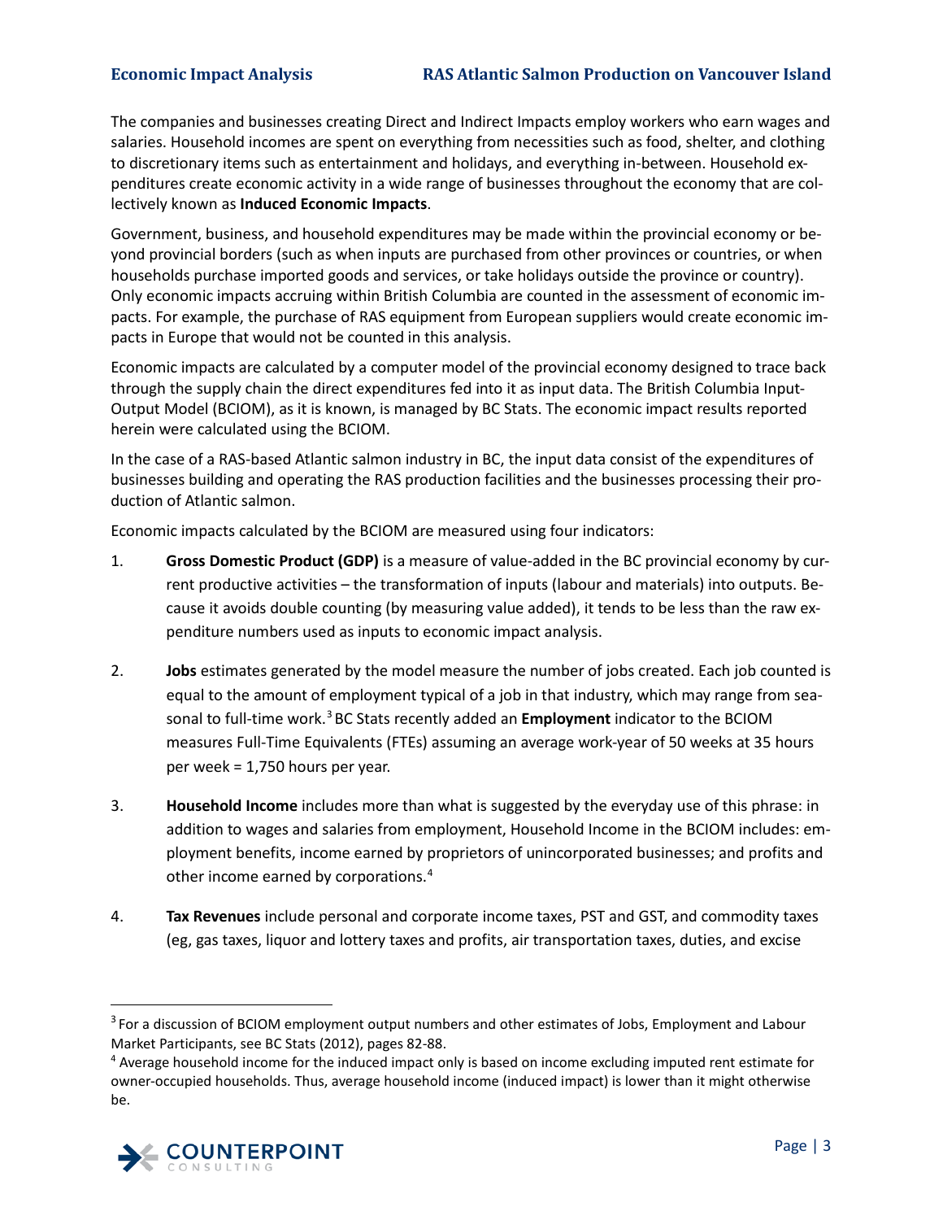The companies and businesses creating Direct and Indirect Impacts employ workers who earn wages and salaries. Household incomes are spent on everything from necessities such as food, shelter, and clothing to discretionary items such as entertainment and holidays, and everything in-between. Household expenditures create economic activity in a wide range of businesses throughout the economy that are collectively known as **Induced Economic Impacts**.

Government, business, and household expenditures may be made within the provincial economy or beyond provincial borders (such as when inputs are purchased from other provinces or countries, or when households purchase imported goods and services, or take holidays outside the province or country). Only economic impacts accruing within British Columbia are counted in the assessment of economic impacts. For example, the purchase of RAS equipment from European suppliers would create economic impacts in Europe that would not be counted in this analysis.

Economic impacts are calculated by a computer model of the provincial economy designed to trace back through the supply chain the direct expenditures fed into it as input data. The British Columbia Input-Output Model (BCIOM), as it is known, is managed by BC Stats. The economic impact results reported herein were calculated using the BCIOM.

In the case of a RAS-based Atlantic salmon industry in BC, the input data consist of the expenditures of businesses building and operating the RAS production facilities and the businesses processing their production of Atlantic salmon.

Economic impacts calculated by the BCIOM are measured using four indicators:

1. **Gross Domestic Product (GDP)** is a measure of value-added in the BC provincial economy by current productive activities – the transformation of inputs (labour and materials) into outputs. Because it avoids double counting (by measuring value added), it tends to be less than the raw expenditure numbers used as inputs to economic impact analysis.

2. **Jobs** estimates generated by the model measure the number of jobs created. Each job counted is equal to the amount of employment typical of a job in that industry, which may range from seasonal to full-time work.[3] BC Stats recently added an **Employment** indicator to the BCIOM measures Full-Time Equivalents (FTEs) assuming an average work-year of 50 weeks at 35 hours per week = 1,750 hours per year.

3. **Household Income** includes more than what is suggested by the everyday use of this phrase: in addition to wages and salaries from employment, Household Income in the BCIOM includes: employment benefits, income earned by proprietors of unincorporated businesses; and profits and other income earned by corporations.[4]

4. **Tax Revenues** include personal and corporate income taxes, PST and GST, and commodity taxes (eg, gas taxes, liquor and lottery taxes and profits, air transportation taxes, duties, and excise

---

[3] For a discussion of BCIOM employment output numbers and other estimates of Jobs, Employment and Labour Market Participants, see BC Stats (2012), pages 82-88.

[4] Average household income for the induced impact only is based on income excluding imputed rent estimate for owner-occupied households. Thus, average household income (induced impact) is lower than it might otherwise be.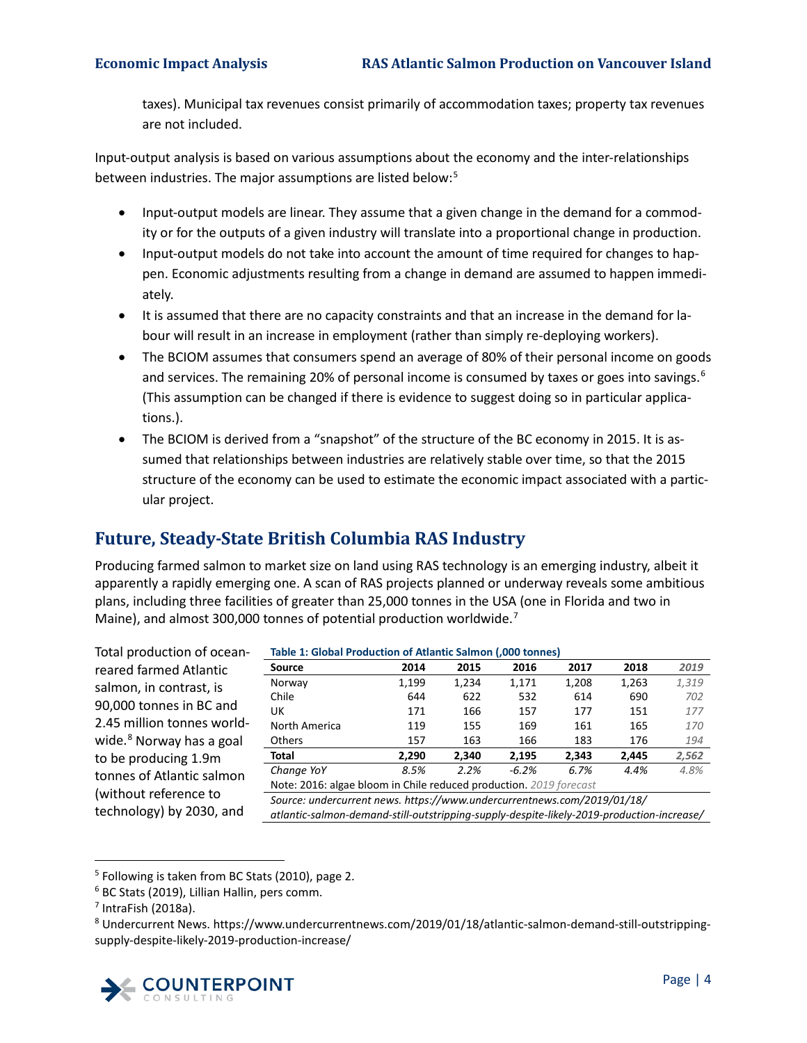taxes). Municipal tax revenues consist primarily of accommodation taxes; property tax revenues are not included.

Input-output analysis is based on various assumptions about the economy and the inter-relationships between industries. The major assumptions are listed below:[5]

- Input-output models are linear. They assume that a given change in the demand for a commodity or for the outputs of a given industry will translate into a proportional change in production.
- Input-output models do not take into account the amount of time required for changes to happen. Economic adjustments resulting from a change in demand are assumed to happen immediately.
- It is assumed that there are no capacity constraints and that an increase in the demand for labour will result in an increase in employment (rather than simply re-deploying workers).
- The BCIOM assumes that consumers spend an average of 80% of their personal income on goods and services. The remaining 20% of personal income is consumed by taxes or goes into savings.[6] (This assumption can be changed if there is evidence to suggest doing so in particular applications.).
- The BCIOM is derived from a "snapshot" of the structure of the BC economy in 2015. It is assumed that relationships between industries are relatively stable over time, so that the 2015 structure of the economy can be used to estimate the economic impact associated with a particular project.

## Future, Steady-State British Columbia RAS Industry

Producing farmed salmon to market size on land using RAS technology is an emerging industry, albeit it apparently a rapidly emerging one. A scan of RAS projects planned or underway reveals some ambitious plans, including three facilities of greater than 25,000 tonnes in the USA (one in Florida and two in Maine), and almost 300,000 tonnes of potential production worldwide.[7]

Total production of ocean-reared farmed Atlantic salmon, in contrast, is 90,000 tonnes in BC and 2.45 million tonnes worldwide.[8] Norway has a goal to be producing 1.9m tonnes of Atlantic salmon (without reference to technology) by 2030, and

**Table 1: Global Production of Atlantic Salmon (,000 tonnes)**

| Source | 2014 | 2015 | 2016 | 2017 | 2018 | *2019* |
|---|---|---|---|---|---|---|
| Norway | 1,199 | 1,234 | 1,171 | 1,208 | 1,263 | *1,319* |
| Chile | 644 | 622 | 532 | 614 | 690 | *702* |
| UK | 171 | 166 | 157 | 177 | 151 | *177* |
| North America | 119 | 155 | 169 | 161 | 165 | *170* |
| Others | 157 | 163 | 166 | 183 | 176 | *194* |
| **Total** | **2,290** | **2,340** | **2,195** | **2,343** | **2,445** | ***2,562*** |
| *Change YoY* | *8.5%* | *2.2%* | *-6.2%* | *6.7%* | *4.4%* | *4.8%* |

Note: 2016: algae bloom in Chile reduced production. *2019 forecast*

*Source: undercurrent news. https://www.undercurrentnews.com/2019/01/18/atlantic-salmon-demand-still-outstripping-supply-despite-likely-2019-production-increase/*

---

[5] Following is taken from BC Stats (2010), page 2.

[6] BC Stats (2019), Lillian Hallin, pers comm.

[7] IntraFish (2018a).

[8] Undercurrent News. https://www.undercurrentnews.com/2019/01/18/atlantic-salmon-demand-still-outstripping-supply-despite-likely-2019-production-increase/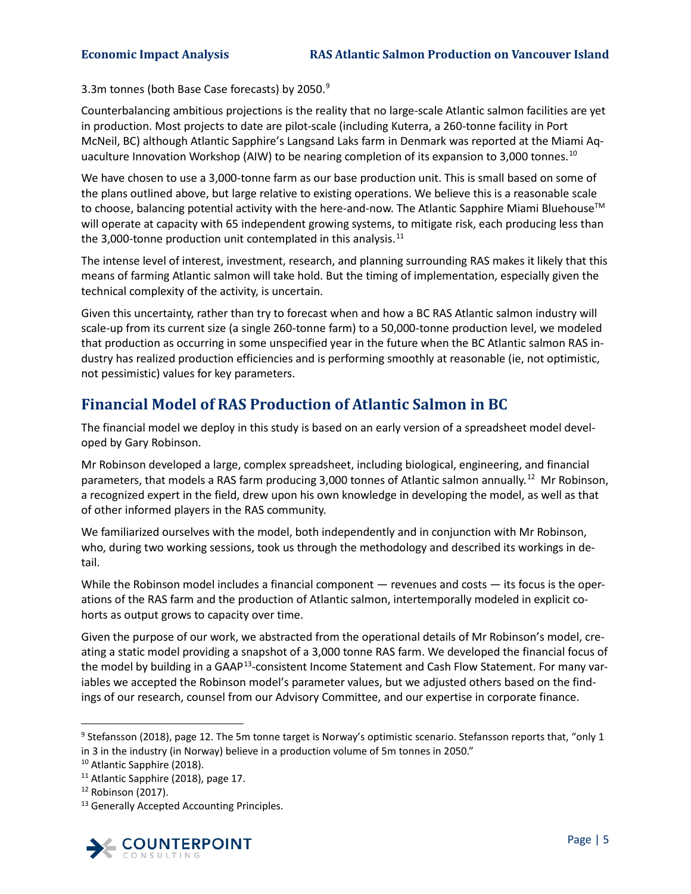3.3m tonnes (both Base Case forecasts) by 2050.[9]

Counterbalancing ambitious projections is the reality that no large-scale Atlantic salmon facilities are yet in production. Most projects to date are pilot-scale (including Kuterra, a 260-tonne facility in Port McNeil, BC) although Atlantic Sapphire's Langsand Laks farm in Denmark was reported at the Miami Aquaculture Innovation Workshop (AIW) to be nearing completion of its expansion to 3,000 tonnes.[10]

We have chosen to use a 3,000-tonne farm as our base production unit. This is small based on some of the plans outlined above, but large relative to existing operations. We believe this is a reasonable scale to choose, balancing potential activity with the here-and-now. The Atlantic Sapphire Miami Bluehouse™ will operate at capacity with 65 independent growing systems, to mitigate risk, each producing less than the 3,000-tonne production unit contemplated in this analysis.[11]

The intense level of interest, investment, research, and planning surrounding RAS makes it likely that this means of farming Atlantic salmon will take hold. But the timing of implementation, especially given the technical complexity of the activity, is uncertain.

Given this uncertainty, rather than try to forecast when and how a BC RAS Atlantic salmon industry will scale-up from its current size (a single 260-tonne farm) to a 50,000-tonne production level, we modeled that production as occurring in some unspecified year in the future when the BC Atlantic salmon RAS industry has realized production efficiencies and is performing smoothly at reasonable (ie, not optimistic, not pessimistic) values for key parameters.

## Financial Model of RAS Production of Atlantic Salmon in BC

The financial model we deploy in this study is based on an early version of a spreadsheet model developed by Gary Robinson.

Mr Robinson developed a large, complex spreadsheet, including biological, engineering, and financial parameters, that models a RAS farm producing 3,000 tonnes of Atlantic salmon annually.[12] Mr Robinson, a recognized expert in the field, drew upon his own knowledge in developing the model, as well as that of other informed players in the RAS community.

We familiarized ourselves with the model, both independently and in conjunction with Mr Robinson, who, during two working sessions, took us through the methodology and described its workings in detail.

While the Robinson model includes a financial component — revenues and costs — its focus is the operations of the RAS farm and the production of Atlantic salmon, intertemporally modeled in explicit cohorts as output grows to capacity over time.

Given the purpose of our work, we abstracted from the operational details of Mr Robinson's model, creating a static model providing a snapshot of a 3,000 tonne RAS farm. We developed the financial focus of the model by building in a GAAP[13]-consistent Income Statement and Cash Flow Statement. For many variables we accepted the Robinson model's parameter values, but we adjusted others based on the findings of our research, counsel from our Advisory Committee, and our expertise in corporate finance.

---

[9] Stefansson (2018), page 12. The 5m tonne target is Norway's optimistic scenario. Stefansson reports that, "only 1 in 3 in the industry (in Norway) believe in a production volume of 5m tonnes in 2050."

[10] Atlantic Sapphire (2018).

[11] Atlantic Sapphire (2018), page 17.

[12] Robinson (2017).

[13] Generally Accepted Accounting Principles.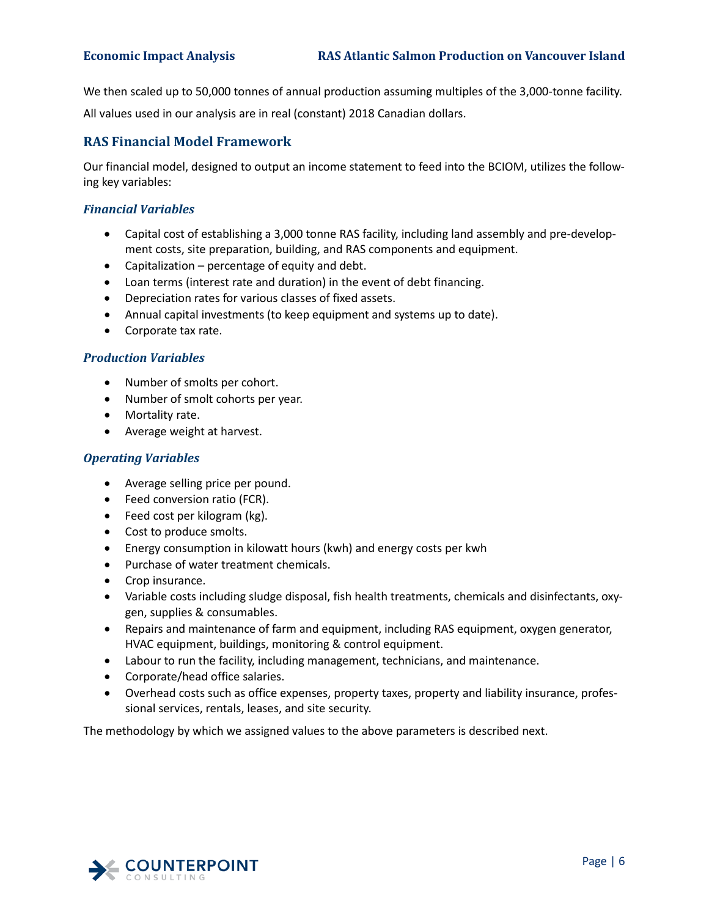We then scaled up to 50,000 tonnes of annual production assuming multiples of the 3,000-tonne facility.

All values used in our analysis are in real (constant) 2018 Canadian dollars.

## RAS Financial Model Framework

Our financial model, designed to output an income statement to feed into the BCIOM, utilizes the following key variables:

### *Financial Variables*

- Capital cost of establishing a 3,000 tonne RAS facility, including land assembly and pre-development costs, site preparation, building, and RAS components and equipment.
- Capitalization – percentage of equity and debt.
- Loan terms (interest rate and duration) in the event of debt financing.
- Depreciation rates for various classes of fixed assets.
- Annual capital investments (to keep equipment and systems up to date).
- Corporate tax rate.

### *Production Variables*

- Number of smolts per cohort.
- Number of smolt cohorts per year.
- Mortality rate.
- Average weight at harvest.

### *Operating Variables*

- Average selling price per pound.
- Feed conversion ratio (FCR).
- Feed cost per kilogram (kg).
- Cost to produce smolts.
- Energy consumption in kilowatt hours (kwh) and energy costs per kwh
- Purchase of water treatment chemicals.
- Crop insurance.
- Variable costs including sludge disposal, fish health treatments, chemicals and disinfectants, oxygen, supplies & consumables.
- Repairs and maintenance of farm and equipment, including RAS equipment, oxygen generator, HVAC equipment, buildings, monitoring & control equipment.
- Labour to run the facility, including management, technicians, and maintenance.
- Corporate/head office salaries.
- Overhead costs such as office expenses, property taxes, property and liability insurance, professional services, rentals, leases, and site security.

The methodology by which we assigned values to the above parameters is described next.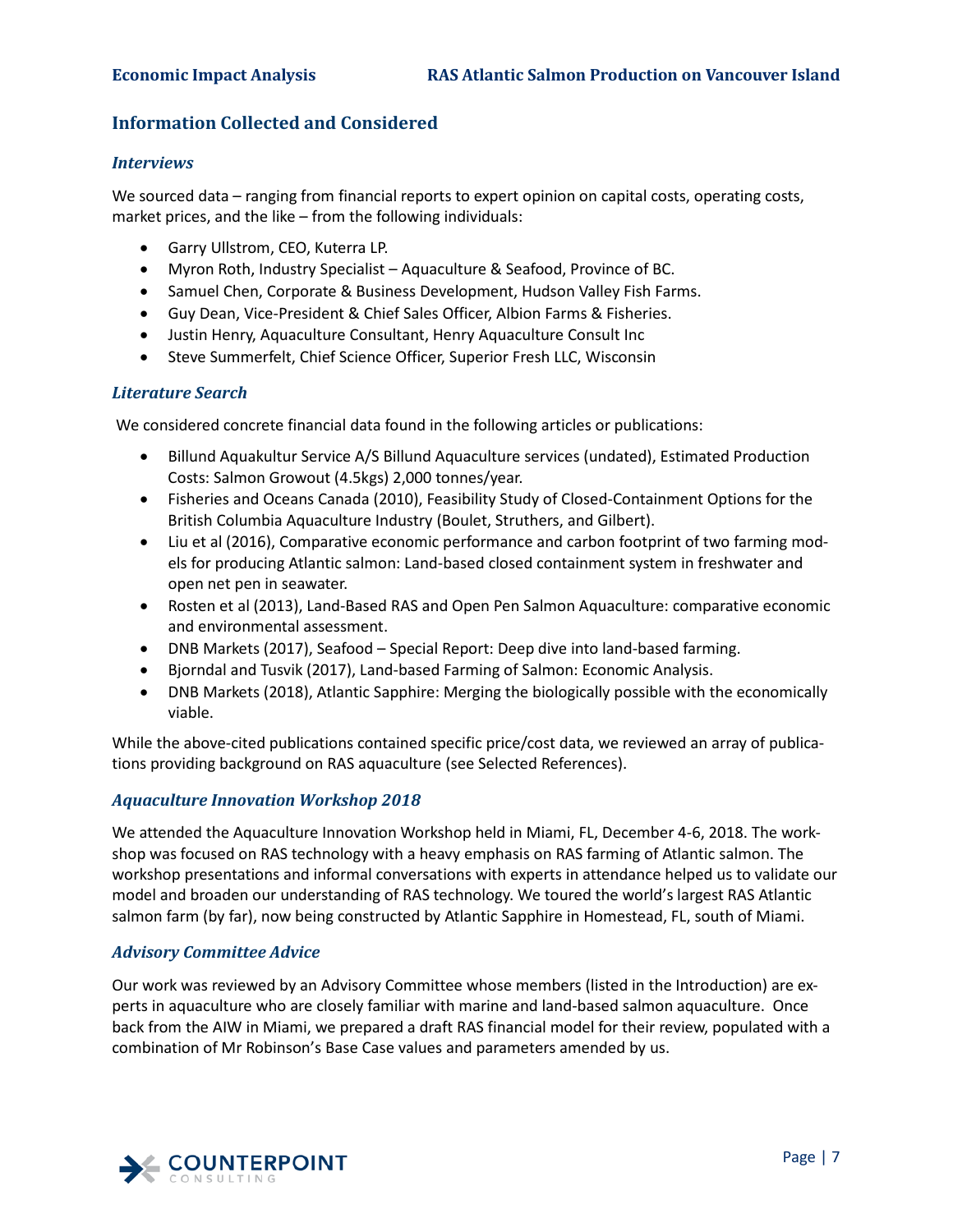## Information Collected and Considered

### *Interviews*

We sourced data – ranging from financial reports to expert opinion on capital costs, operating costs, market prices, and the like – from the following individuals:

- Garry Ullstrom, CEO, Kuterra LP.
- Myron Roth, Industry Specialist – Aquaculture & Seafood, Province of BC.
- Samuel Chen, Corporate & Business Development, Hudson Valley Fish Farms.
- Guy Dean, Vice-President & Chief Sales Officer, Albion Farms & Fisheries.
- Justin Henry, Aquaculture Consultant, Henry Aquaculture Consult Inc
- Steve Summerfelt, Chief Science Officer, Superior Fresh LLC, Wisconsin

### *Literature Search*

We considered concrete financial data found in the following articles or publications:

- Billund Aquakultur Service A/S Billund Aquaculture services (undated), Estimated Production Costs: Salmon Growout (4.5kgs) 2,000 tonnes/year.
- Fisheries and Oceans Canada (2010), Feasibility Study of Closed-Containment Options for the British Columbia Aquaculture Industry (Boulet, Struthers, and Gilbert).
- Liu et al (2016), Comparative economic performance and carbon footprint of two farming models for producing Atlantic salmon: Land-based closed containment system in freshwater and open net pen in seawater.
- Rosten et al (2013), Land-Based RAS and Open Pen Salmon Aquaculture: comparative economic and environmental assessment.
- DNB Markets (2017), Seafood – Special Report: Deep dive into land-based farming.
- Bjorndal and Tusvik (2017), Land-based Farming of Salmon: Economic Analysis.
- DNB Markets (2018), Atlantic Sapphire: Merging the biologically possible with the economically viable.

While the above-cited publications contained specific price/cost data, we reviewed an array of publications providing background on RAS aquaculture (see Selected References).

### *Aquaculture Innovation Workshop 2018*

We attended the Aquaculture Innovation Workshop held in Miami, FL, December 4-6, 2018. The workshop was focused on RAS technology with a heavy emphasis on RAS farming of Atlantic salmon. The workshop presentations and informal conversations with experts in attendance helped us to validate our model and broaden our understanding of RAS technology. We toured the world's largest RAS Atlantic salmon farm (by far), now being constructed by Atlantic Sapphire in Homestead, FL, south of Miami.

### *Advisory Committee Advice*

Our work was reviewed by an Advisory Committee whose members (listed in the Introduction) are experts in aquaculture who are closely familiar with marine and land-based salmon aquaculture. Once back from the AIW in Miami, we prepared a draft RAS financial model for their review, populated with a combination of Mr Robinson's Base Case values and parameters amended by us.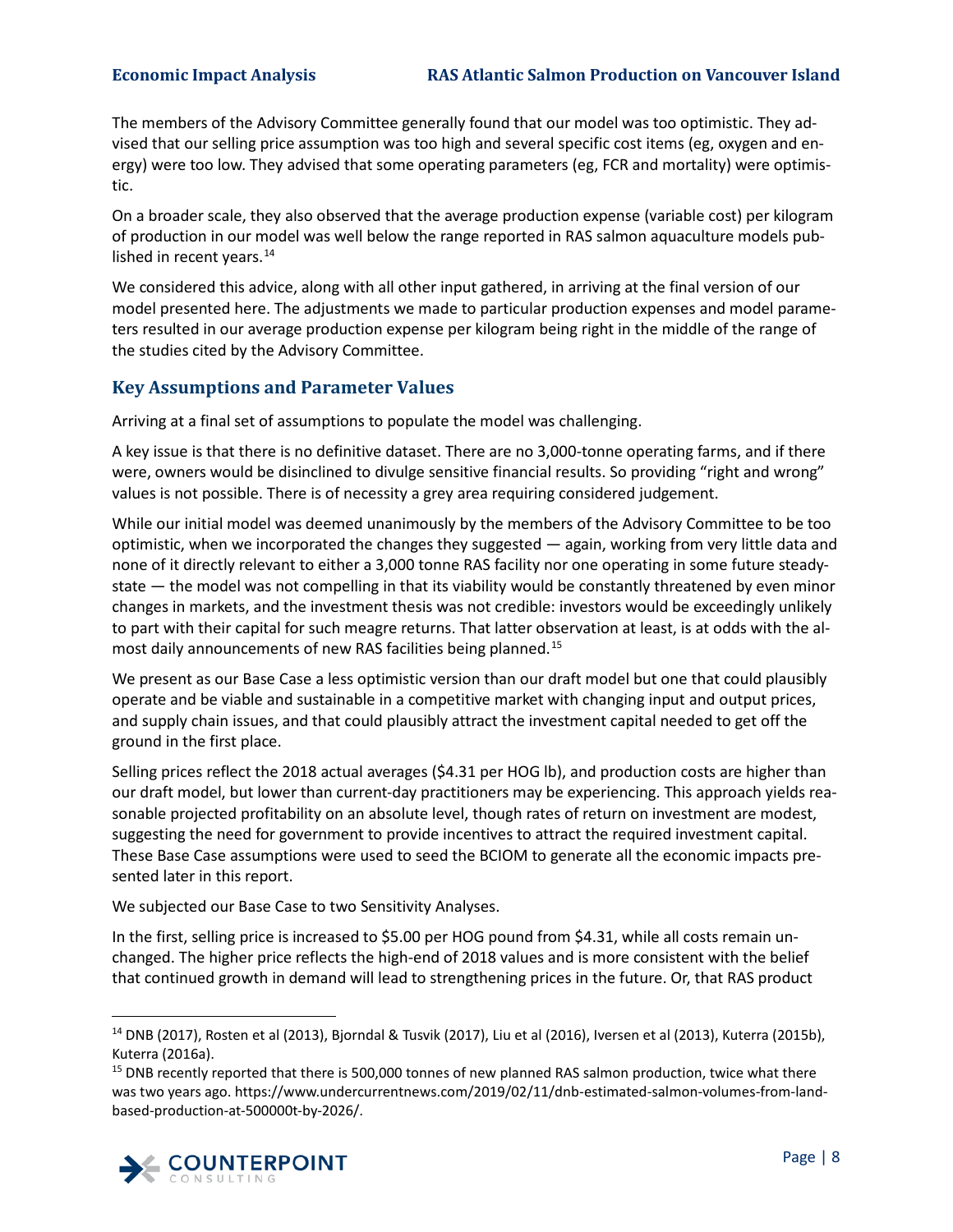The members of the Advisory Committee generally found that our model was too optimistic. They advised that our selling price assumption was too high and several specific cost items (eg, oxygen and energy) were too low. They advised that some operating parameters (eg, FCR and mortality) were optimistic.

On a broader scale, they also observed that the average production expense (variable cost) per kilogram of production in our model was well below the range reported in RAS salmon aquaculture models published in recent years.[14]

We considered this advice, along with all other input gathered, in arriving at the final version of our model presented here. The adjustments we made to particular production expenses and model parameters resulted in our average production expense per kilogram being right in the middle of the range of the studies cited by the Advisory Committee.

## Key Assumptions and Parameter Values

Arriving at a final set of assumptions to populate the model was challenging.

A key issue is that there is no definitive dataset. There are no 3,000-tonne operating farms, and if there were, owners would be disinclined to divulge sensitive financial results. So providing "right and wrong" values is not possible. There is of necessity a grey area requiring considered judgement.

While our initial model was deemed unanimously by the members of the Advisory Committee to be too optimistic, when we incorporated the changes they suggested — again, working from very little data and none of it directly relevant to either a 3,000 tonne RAS facility nor one operating in some future steady-state — the model was not compelling in that its viability would be constantly threatened by even minor changes in markets, and the investment thesis was not credible: investors would be exceedingly unlikely to part with their capital for such meagre returns. That latter observation at least, is at odds with the almost daily announcements of new RAS facilities being planned.[15]

We present as our Base Case a less optimistic version than our draft model but one that could plausibly operate and be viable and sustainable in a competitive market with changing input and output prices, and supply chain issues, and that could plausibly attract the investment capital needed to get off the ground in the first place.

Selling prices reflect the 2018 actual averages ($4.31 per HOG lb), and production costs are higher than our draft model, but lower than current-day practitioners may be experiencing. This approach yields reasonable projected profitability on an absolute level, though rates of return on investment are modest, suggesting the need for government to provide incentives to attract the required investment capital. These Base Case assumptions were used to seed the BCIOM to generate all the economic impacts presented later in this report.

We subjected our Base Case to two Sensitivity Analyses.

In the first, selling price is increased to $5.00 per HOG pound from $4.31, while all costs remain unchanged. The higher price reflects the high-end of 2018 values and is more consistent with the belief that continued growth in demand will lead to strengthening prices in the future. Or, that RAS product

---

[14] DNB (2017), Rosten et al (2013), Bjorndal & Tusvik (2017), Liu et al (2016), Iversen et al (2013), Kuterra (2015b), Kuterra (2016a).

[15] DNB recently reported that there is 500,000 tonnes of new planned RAS salmon production, twice what there was two years ago. https://www.undercurrentnews.com/2019/02/11/dnb-estimated-salmon-volumes-from-land-based-production-at-500000t-by-2026/.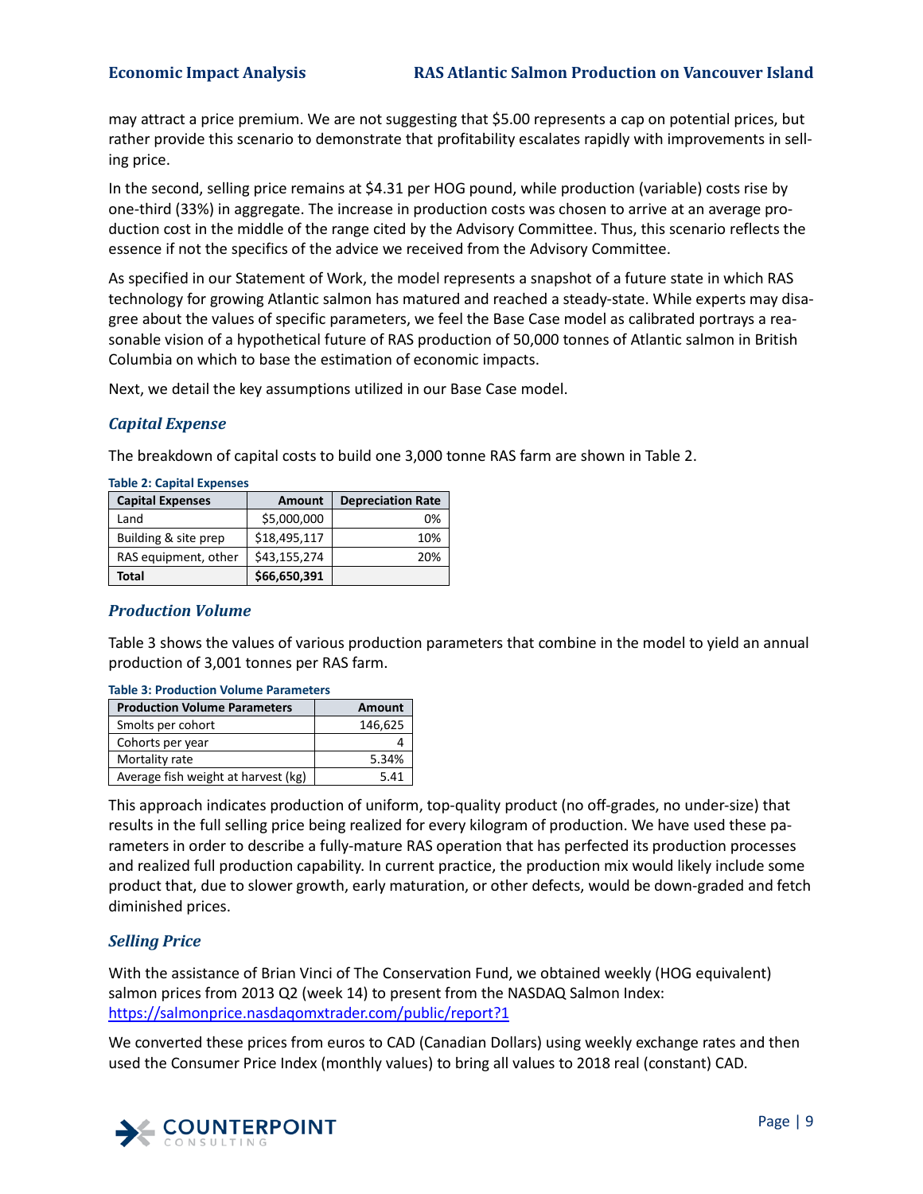may attract a price premium. We are not suggesting that $5.00 represents a cap on potential prices, but rather provide this scenario to demonstrate that profitability escalates rapidly with improvements in selling price.

In the second, selling price remains at $4.31 per HOG pound, while production (variable) costs rise by one-third (33%) in aggregate. The increase in production costs was chosen to arrive at an average production cost in the middle of the range cited by the Advisory Committee. Thus, this scenario reflects the essence if not the specifics of the advice we received from the Advisory Committee.

As specified in our Statement of Work, the model represents a snapshot of a future state in which RAS technology for growing Atlantic salmon has matured and reached a steady-state. While experts may disagree about the values of specific parameters, we feel the Base Case model as calibrated portrays a reasonable vision of a hypothetical future of RAS production of 50,000 tonnes of Atlantic salmon in British Columbia on which to base the estimation of economic impacts.

Next, we detail the key assumptions utilized in our Base Case model.

### *Capital Expense*

The breakdown of capital costs to build one 3,000 tonne RAS farm are shown in Table 2.

**Table 2: Capital Expenses**

| Capital Expenses | Amount | Depreciation Rate |
|---|---|---|
| Land | $5,000,000 | 0% |
| Building & site prep | $18,495,117 | 10% |
| RAS equipment, other | $43,155,274 | 20% |
| **Total** | **$66,650,391** | |

### *Production Volume*

Table 3 shows the values of various production parameters that combine in the model to yield an annual production of 3,001 tonnes per RAS farm.

**Table 3: Production Volume Parameters**

| Production Volume Parameters | Amount |
|---|---|
| Smolts per cohort | 146,625 |
| Cohorts per year | 4 |
| Mortality rate | 5.34% |
| Average fish weight at harvest (kg) | 5.41 |

This approach indicates production of uniform, top-quality product (no off-grades, no under-size) that results in the full selling price being realized for every kilogram of production. We have used these parameters in order to describe a fully-mature RAS operation that has perfected its production processes and realized full production capability. In current practice, the production mix would likely include some product that, due to slower growth, early maturation, or other defects, would be down-graded and fetch diminished prices.

### *Selling Price*

With the assistance of Brian Vinci of The Conservation Fund, we obtained weekly (HOG equivalent) salmon prices from 2013 Q2 (week 14) to present from the NASDAQ Salmon Index: https://salmonprice.nasdaqomxtrader.com/public/report?1

We converted these prices from euros to CAD (Canadian Dollars) using weekly exchange rates and then used the Consumer Price Index (monthly values) to bring all values to 2018 real (constant) CAD.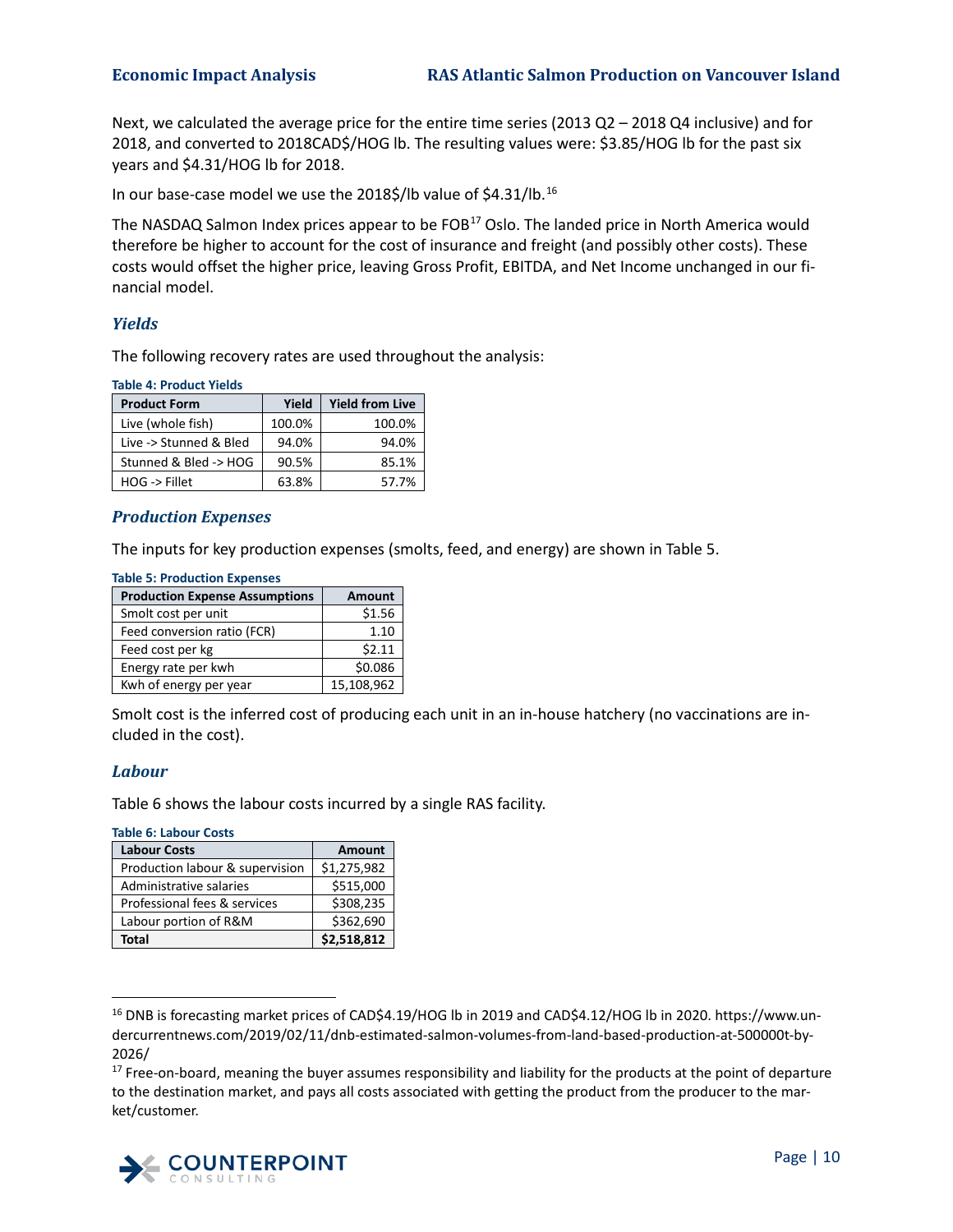Next, we calculated the average price for the entire time series (2013 Q2 – 2018 Q4 inclusive) and for 2018, and converted to 2018CAD$/HOG lb. The resulting values were: $3.85/HOG lb for the past six years and $4.31/HOG lb for 2018.

In our base-case model we use the 2018$/lb value of $4.31/lb.[16]

The NASDAQ Salmon Index prices appear to be FOB[17] Oslo. The landed price in North America would therefore be higher to account for the cost of insurance and freight (and possibly other costs). These costs would offset the higher price, leaving Gross Profit, EBITDA, and Net Income unchanged in our financial model.

### *Yields*

The following recovery rates are used throughout the analysis:

**Table 4: Product Yields**

| Product Form | Yield | Yield from Live |
|---|---|---|
| Live (whole fish) | 100.0% | 100.0% |
| Live -> Stunned & Bled | 94.0% | 94.0% |
| Stunned & Bled -> HOG | 90.5% | 85.1% |
| HOG -> Fillet | 63.8% | 57.7% |

### *Production Expenses*

The inputs for key production expenses (smolts, feed, and energy) are shown in Table 5.

**Table 5: Production Expenses**

| Production Expense Assumptions | Amount |
|---|---|
| Smolt cost per unit | $1.56 |
| Feed conversion ratio (FCR) | 1.10 |
| Feed cost per kg | $2.11 |
| Energy rate per kwh | $0.086 |
| Kwh of energy per year | 15,108,962 |

Smolt cost is the inferred cost of producing each unit in an in-house hatchery (no vaccinations are included in the cost).

### *Labour*

Table 6 shows the labour costs incurred by a single RAS facility.

**Table 6: Labour Costs**

| Labour Costs | Amount |
|---|---|
| Production labour & supervision | $1,275,982 |
| Administrative salaries | $515,000 |
| Professional fees & services | $308,235 |
| Labour portion of R&M | $362,690 |
| **Total** | **$2,518,812** |

---

[16] DNB is forecasting market prices of CAD$4.19/HOG lb in 2019 and CAD$4.12/HOG lb in 2020. https://www.undercurrentnews.com/2019/02/11/dnb-estimated-salmon-volumes-from-land-based-production-at-500000t-by-2026/

[17] Free-on-board, meaning the buyer assumes responsibility and liability for the products at the point of departure to the destination market, and pays all costs associated with getting the product from the producer to the market/customer.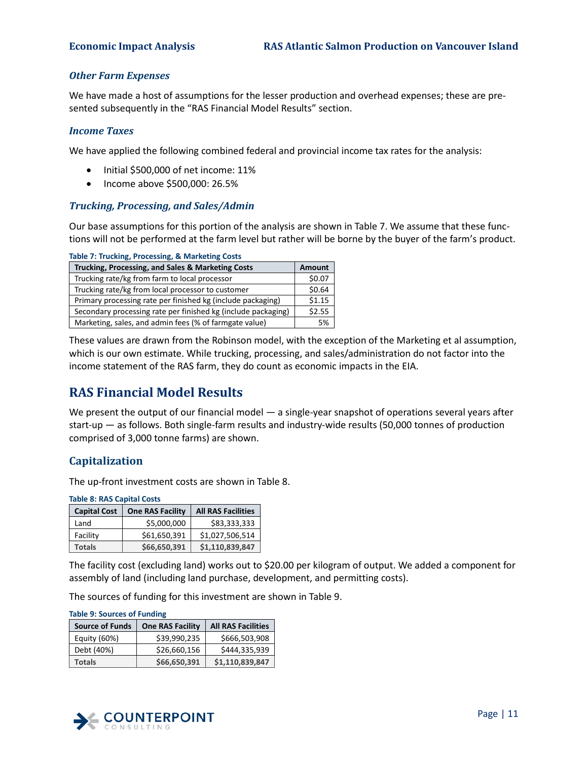### *Other Farm Expenses*

We have made a host of assumptions for the lesser production and overhead expenses; these are presented subsequently in the "RAS Financial Model Results" section.

### *Income Taxes*

We have applied the following combined federal and provincial income tax rates for the analysis:

- Initial $500,000 of net income: 11%
- Income above $500,000: 26.5%

### *Trucking, Processing, and Sales/Admin*

Our base assumptions for this portion of the analysis are shown in Table 7. We assume that these functions will not be performed at the farm level but rather will be borne by the buyer of the farm's product.

**Table 7: Trucking, Processing, & Marketing Costs**

| Trucking, Processing, and Sales & Marketing Costs | Amount |
|---|---|
| Trucking rate/kg from farm to local processor | $0.07 |
| Trucking rate/kg from local processor to customer | $0.64 |
| Primary processing rate per finished kg (include packaging) | $1.15 |
| Secondary processing rate per finished kg (include packaging) | $2.55 |
| Marketing, sales, and admin fees (% of farmgate value) | 5% |

These values are drawn from the Robinson model, with the exception of the Marketing et al assumption, which is our own estimate. While trucking, processing, and sales/administration do not factor into the income statement of the RAS farm, they do count as economic impacts in the EIA.

## RAS Financial Model Results

We present the output of our financial model — a single-year snapshot of operations several years after start-up — as follows. Both single-farm results and industry-wide results (50,000 tonnes of production comprised of 3,000 tonne farms) are shown.

### Capitalization

The up-front investment costs are shown in Table 8.

**Table 8: RAS Capital Costs**

| Capital Cost | One RAS Facility | All RAS Facilities |
|---|---|---|
| Land | $5,000,000 | $83,333,333 |
| Facility | $61,650,391 | $1,027,506,514 |
| **Totals** | **$66,650,391** | **$1,110,839,847** |

The facility cost (excluding land) works out to $20.00 per kilogram of output. We added a component for assembly of land (including land purchase, development, and permitting costs).

The sources of funding for this investment are shown in Table 9.

**Table 9: Sources of Funding**

| Source of Funds | One RAS Facility | All RAS Facilities |
|---|---|---|
| Equity (60%) | $39,990,235 | $666,503,908 |
| Debt (40%) | $26,660,156 | $444,335,939 |
| **Totals** | **$66,650,391** | **$1,110,839,847** |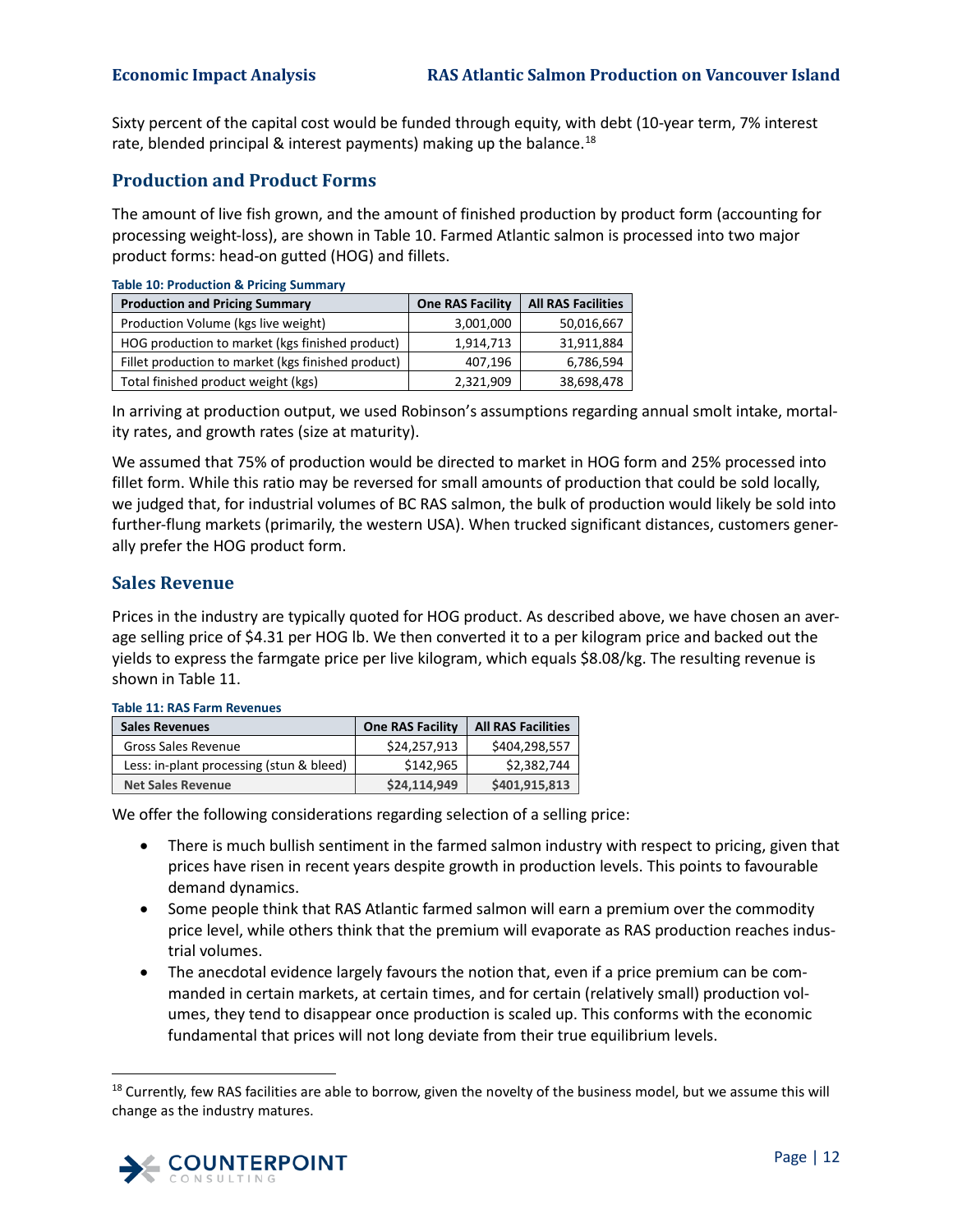Sixty percent of the capital cost would be funded through equity, with debt (10-year term, 7% interest rate, blended principal & interest payments) making up the balance.[18]

## Production and Product Forms

The amount of live fish grown, and the amount of finished production by product form (accounting for processing weight-loss), are shown in Table 10. Farmed Atlantic salmon is processed into two major product forms: head-on gutted (HOG) and fillets.

**Table 10: Production & Pricing Summary**

| Production and Pricing Summary | One RAS Facility | All RAS Facilities |
|---|---|---|
| Production Volume (kgs live weight) | 3,001,000 | 50,016,667 |
| HOG production to market (kgs finished product) | 1,914,713 | 31,911,884 |
| Fillet production to market (kgs finished product) | 407,196 | 6,786,594 |
| Total finished product weight (kgs) | 2,321,909 | 38,698,478 |

In arriving at production output, we used Robinson's assumptions regarding annual smolt intake, mortality rates, and growth rates (size at maturity).

We assumed that 75% of production would be directed to market in HOG form and 25% processed into fillet form. While this ratio may be reversed for small amounts of production that could be sold locally, we judged that, for industrial volumes of BC RAS salmon, the bulk of production would likely be sold into further-flung markets (primarily, the western USA). When trucked significant distances, customers generally prefer the HOG product form.

## Sales Revenue

Prices in the industry are typically quoted for HOG product. As described above, we have chosen an average selling price of $4.31 per HOG lb. We then converted it to a per kilogram price and backed out the yields to express the farmgate price per live kilogram, which equals $8.08/kg. The resulting revenue is shown in Table 11.

**Table 11: RAS Farm Revenues**

| Sales Revenues | One RAS Facility | All RAS Facilities |
|---|---|---|
| Gross Sales Revenue | $24,257,913 | $404,298,557 |
| Less: in-plant processing (stun & bleed) | $142,965 | $2,382,744 |
| **Net Sales Revenue** | **$24,114,949** | **$401,915,813** |

We offer the following considerations regarding selection of a selling price:

- There is much bullish sentiment in the farmed salmon industry with respect to pricing, given that prices have risen in recent years despite growth in production levels. This points to favourable demand dynamics.
- Some people think that RAS Atlantic farmed salmon will earn a premium over the commodity price level, while others think that the premium will evaporate as RAS production reaches industrial volumes.
- The anecdotal evidence largely favours the notion that, even if a price premium can be commanded in certain markets, at certain times, and for certain (relatively small) production volumes, they tend to disappear once production is scaled up. This conforms with the economic fundamental that prices will not long deviate from their true equilibrium levels.

[18] Currently, few RAS facilities are able to borrow, given the novelty of the business model, but we assume this will change as the industry matures.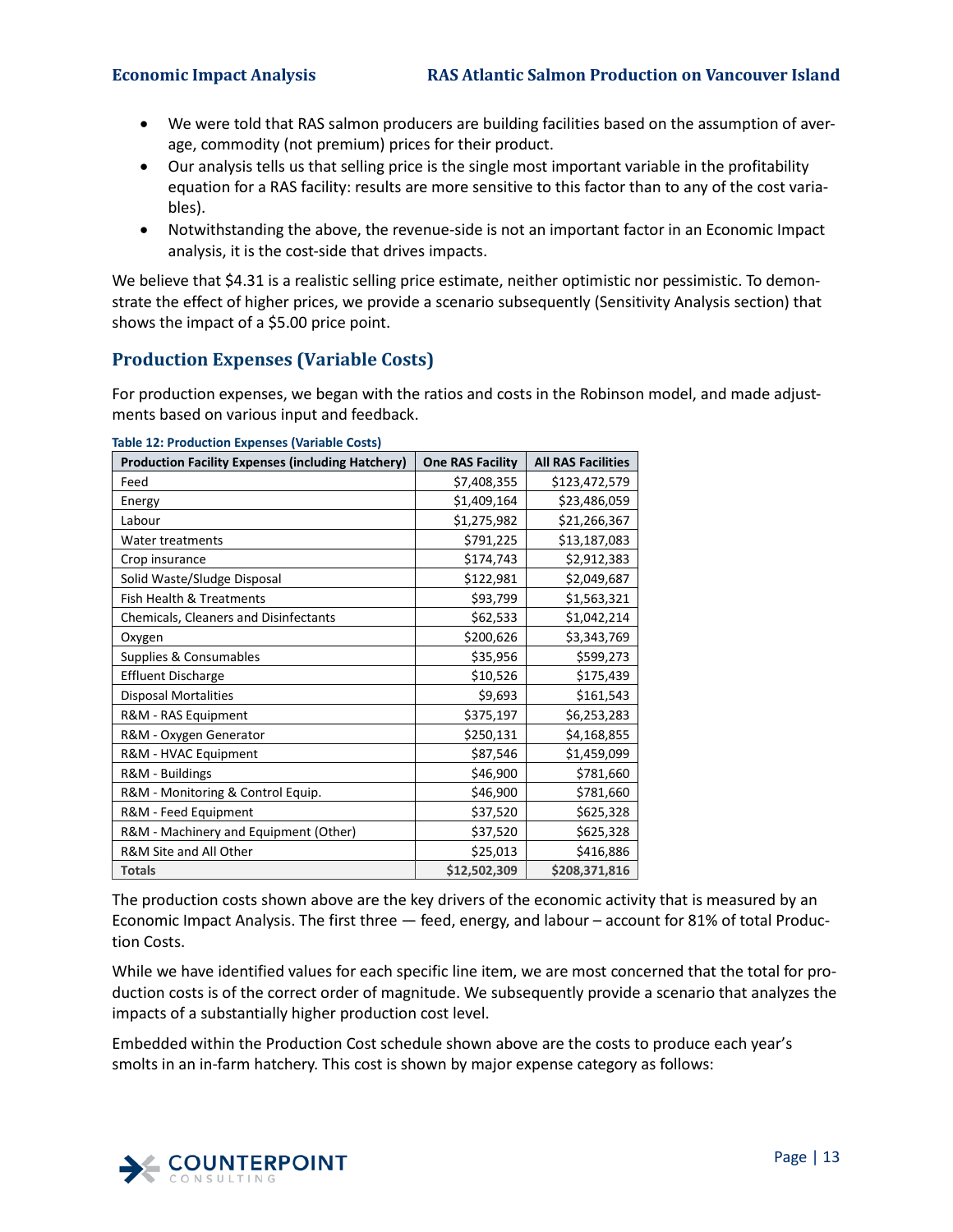- We were told that RAS salmon producers are building facilities based on the assumption of average, commodity (not premium) prices for their product.
- Our analysis tells us that selling price is the single most important variable in the profitability equation for a RAS facility: results are more sensitive to this factor than to any of the cost variables).
- Notwithstanding the above, the revenue-side is not an important factor in an Economic Impact analysis, it is the cost-side that drives impacts.

We believe that $4.31 is a realistic selling price estimate, neither optimistic nor pessimistic. To demonstrate the effect of higher prices, we provide a scenario subsequently (Sensitivity Analysis section) that shows the impact of a $5.00 price point.

## Production Expenses (Variable Costs)

For production expenses, we began with the ratios and costs in the Robinson model, and made adjustments based on various input and feedback.

**Table 12: Production Expenses (Variable Costs)**

| Production Facility Expenses (including Hatchery) | One RAS Facility | All RAS Facilities |
|---|---|---|
| Feed | $7,408,355 | $123,472,579 |
| Energy | $1,409,164 | $23,486,059 |
| Labour | $1,275,982 | $21,266,367 |
| Water treatments | $791,225 | $13,187,083 |
| Crop insurance | $174,743 | $2,912,383 |
| Solid Waste/Sludge Disposal | $122,981 | $2,049,687 |
| Fish Health & Treatments | $93,799 | $1,563,321 |
| Chemicals, Cleaners and Disinfectants | $62,533 | $1,042,214 |
| Oxygen | $200,626 | $3,343,769 |
| Supplies & Consumables | $35,956 | $599,273 |
| Effluent Discharge | $10,526 | $175,439 |
| Disposal Mortalities | $9,693 | $161,543 |
| R&M - RAS Equipment | $375,197 | $6,253,283 |
| R&M - Oxygen Generator | $250,131 | $4,168,855 |
| R&M - HVAC Equipment | $87,546 | $1,459,099 |
| R&M - Buildings | $46,900 | $781,660 |
| R&M - Monitoring & Control Equip. | $46,900 | $781,660 |
| R&M - Feed Equipment | $37,520 | $625,328 |
| R&M - Machinery and Equipment (Other) | $37,520 | $625,328 |
| R&M Site and All Other | $25,013 | $416,886 |
| **Totals** | **$12,502,309** | **$208,371,816** |

The production costs shown above are the key drivers of the economic activity that is measured by an Economic Impact Analysis. The first three — feed, energy, and labour – account for 81% of total Production Costs.

While we have identified values for each specific line item, we are most concerned that the total for production costs is of the correct order of magnitude. We subsequently provide a scenario that analyzes the impacts of a substantially higher production cost level.

Embedded within the Production Cost schedule shown above are the costs to produce each year's smolts in an in-farm hatchery. This cost is shown by major expense category as follows: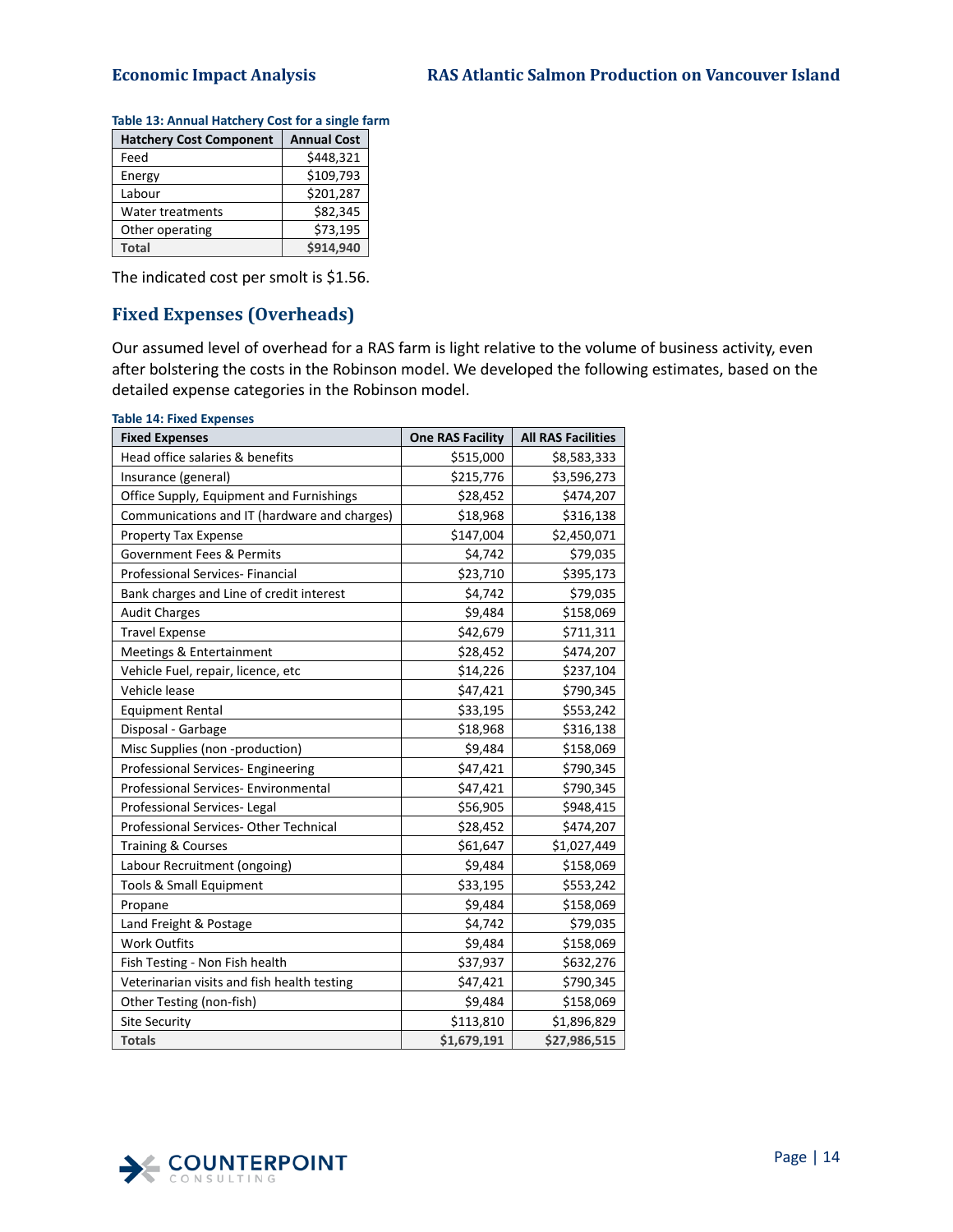**Table 13: Annual Hatchery Cost for a single farm**

| Hatchery Cost Component | Annual Cost |
|---|---|
| Feed | $448,321 |
| Energy | $109,793 |
| Labour | $201,287 |
| Water treatments | $82,345 |
| Other operating | $73,195 |
| **Total** | **$914,940** |

The indicated cost per smolt is $1.56.

## Fixed Expenses (Overheads)

Our assumed level of overhead for a RAS farm is light relative to the volume of business activity, even after bolstering the costs in the Robinson model. We developed the following estimates, based on the detailed expense categories in the Robinson model.

**Table 14: Fixed Expenses**

| Fixed Expenses | One RAS Facility | All RAS Facilities |
|---|---|---|
| Head office salaries & benefits | $515,000 | $8,583,333 |
| Insurance (general) | $215,776 | $3,596,273 |
| Office Supply, Equipment and Furnishings | $28,452 | $474,207 |
| Communications and IT (hardware and charges) | $18,968 | $316,138 |
| Property Tax Expense | $147,004 | $2,450,071 |
| Government Fees & Permits | $4,742 | $79,035 |
| Professional Services- Financial | $23,710 | $395,173 |
| Bank charges and Line of credit interest | $4,742 | $79,035 |
| Audit Charges | $9,484 | $158,069 |
| Travel Expense | $42,679 | $711,311 |
| Meetings & Entertainment | $28,452 | $474,207 |
| Vehicle Fuel, repair, licence, etc | $14,226 | $237,104 |
| Vehicle lease | $47,421 | $790,345 |
| Equipment Rental | $33,195 | $553,242 |
| Disposal - Garbage | $18,968 | $316,138 |
| Misc Supplies (non -production) | $9,484 | $158,069 |
| Professional Services- Engineering | $47,421 | $790,345 |
| Professional Services- Environmental | $47,421 | $790,345 |
| Professional Services- Legal | $56,905 | $948,415 |
| Professional Services- Other Technical | $28,452 | $474,207 |
| Training & Courses | $61,647 | $1,027,449 |
| Labour Recruitment (ongoing) | $9,484 | $158,069 |
| Tools & Small Equipment | $33,195 | $553,242 |
| Propane | $9,484 | $158,069 |
| Land Freight & Postage | $4,742 | $79,035 |
| Work Outfits | $9,484 | $158,069 |
| Fish Testing - Non Fish health | $37,937 | $632,276 |
| Veterinarian visits and fish health testing | $47,421 | $790,345 |
| Other Testing (non-fish) | $9,484 | $158,069 |
| Site Security | $113,810 | $1,896,829 |
| **Totals** | **$1,679,191** | **$27,986,515** |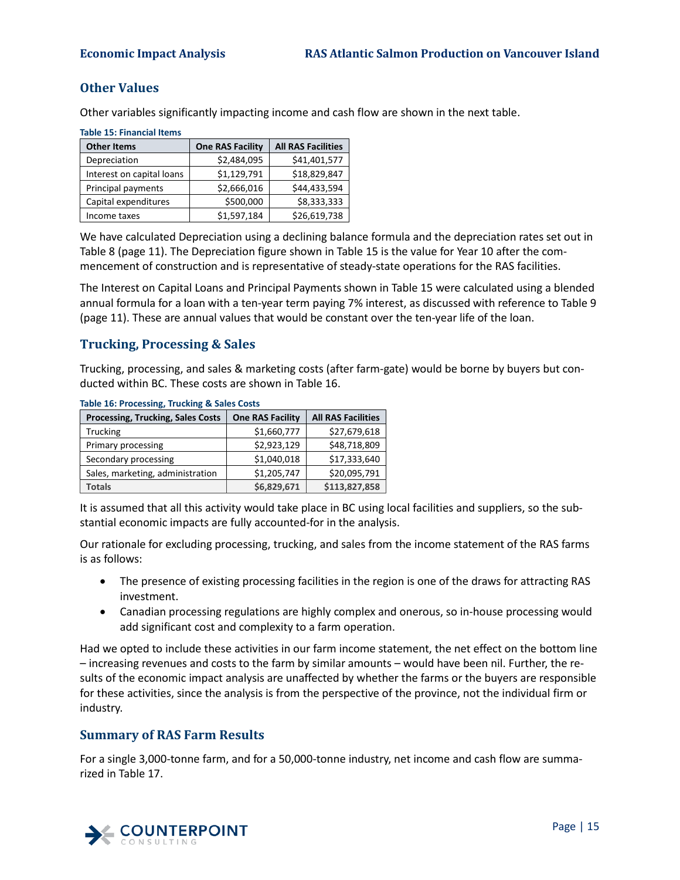## Other Values

Other variables significantly impacting income and cash flow are shown in the next table.

**Table 15: Financial Items**

| Other Items | One RAS Facility | All RAS Facilities |
|---|---|---|
| Depreciation | $2,484,095 | $41,401,577 |
| Interest on capital loans | $1,129,791 | $18,829,847 |
| Principal payments | $2,666,016 | $44,433,594 |
| Capital expenditures | $500,000 | $8,333,333 |
| Income taxes | $1,597,184 | $26,619,738 |

We have calculated Depreciation using a declining balance formula and the depreciation rates set out in Table 8 (page 11). The Depreciation figure shown in Table 15 is the value for Year 10 after the commencement of construction and is representative of steady-state operations for the RAS facilities.

The Interest on Capital Loans and Principal Payments shown in Table 15 were calculated using a blended annual formula for a loan with a ten-year term paying 7% interest, as discussed with reference to Table 9 (page 11). These are annual values that would be constant over the ten-year life of the loan.

## Trucking, Processing & Sales

Trucking, processing, and sales & marketing costs (after farm-gate) would be borne by buyers but conducted within BC. These costs are shown in Table 16.

**Table 16: Processing, Trucking & Sales Costs**

| Processing, Trucking, Sales Costs | One RAS Facility | All RAS Facilities |
|---|---|---|
| Trucking | $1,660,777 | $27,679,618 |
| Primary processing | $2,923,129 | $48,718,809 |
| Secondary processing | $1,040,018 | $17,333,640 |
| Sales, marketing, administration | $1,205,747 | $20,095,791 |
| **Totals** | **$6,829,671** | **$113,827,858** |

It is assumed that all this activity would take place in BC using local facilities and suppliers, so the substantial economic impacts are fully accounted-for in the analysis.

Our rationale for excluding processing, trucking, and sales from the income statement of the RAS farms is as follows:

- The presence of existing processing facilities in the region is one of the draws for attracting RAS investment.
- Canadian processing regulations are highly complex and onerous, so in-house processing would add significant cost and complexity to a farm operation.

Had we opted to include these activities in our farm income statement, the net effect on the bottom line – increasing revenues and costs to the farm by similar amounts – would have been nil. Further, the results of the economic impact analysis are unaffected by whether the farms or the buyers are responsible for these activities, since the analysis is from the perspective of the province, not the individual firm or industry.

## Summary of RAS Farm Results

For a single 3,000-tonne farm, and for a 50,000-tonne industry, net income and cash flow are summarized in Table 17.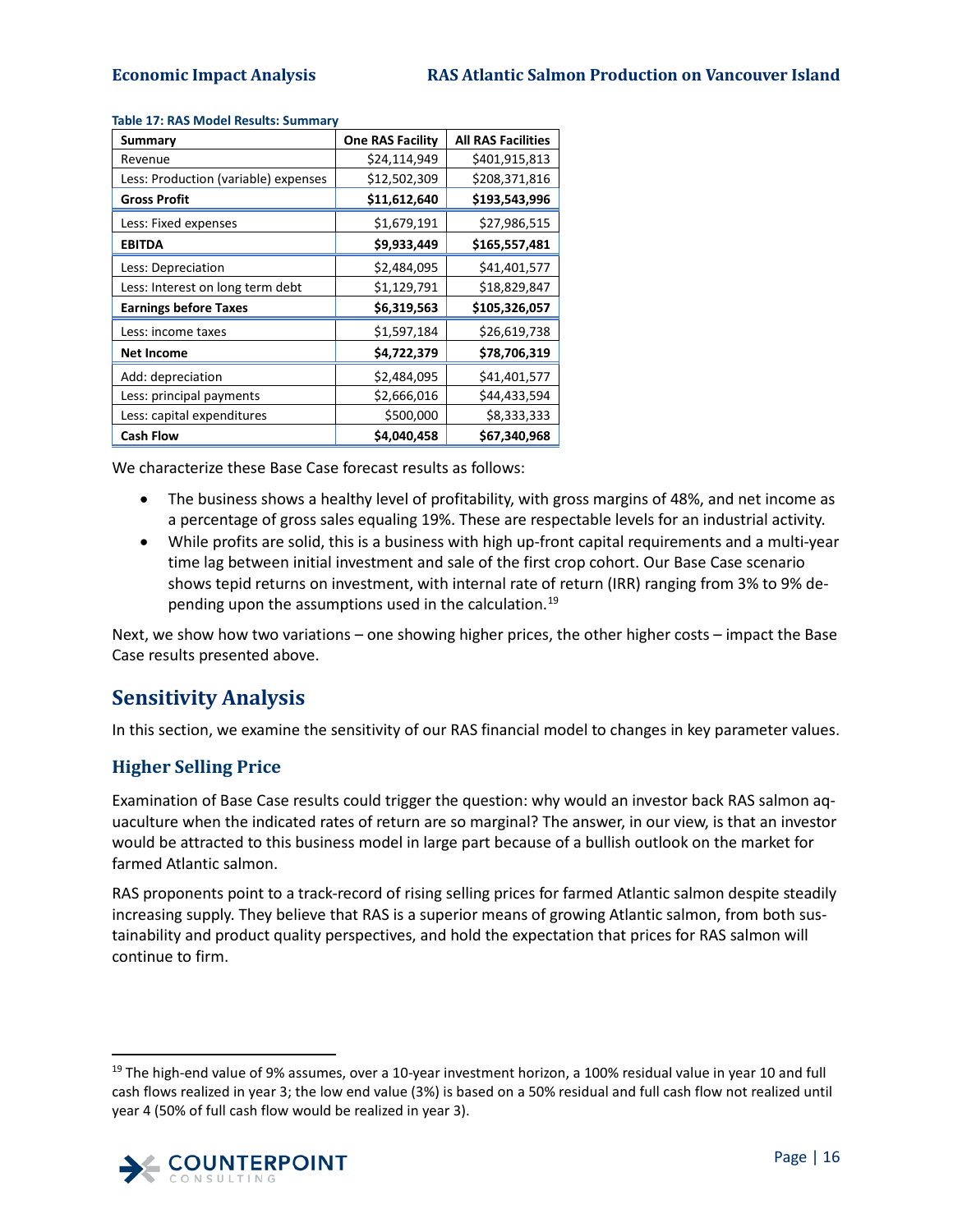**Table 17: RAS Model Results: Summary**

| Summary | One RAS Facility | All RAS Facilities |
|---|---|---|
| Revenue | $24,114,949 | $401,915,813 |
| Less: Production (variable) expenses | $12,502,309 | $208,371,816 |
| **Gross Profit** | **$11,612,640** | **$193,543,996** |
| Less: Fixed expenses | $1,679,191 | $27,986,515 |
| **EBITDA** | **$9,933,449** | **$165,557,481** |
| Less: Depreciation | $2,484,095 | $41,401,577 |
| Less: Interest on long term debt | $1,129,791 | $18,829,847 |
| **Earnings before Taxes** | **$6,319,563** | **$105,326,057** |
| Less: income taxes | $1,597,184 | $26,619,738 |
| **Net Income** | **$4,722,379** | **$78,706,319** |
| Add: depreciation | $2,484,095 | $41,401,577 |
| Less: principal payments | $2,666,016 | $44,433,594 |
| Less: capital expenditures | $500,000 | $8,333,333 |
| **Cash Flow** | **$4,040,458** | **$67,340,968** |

We characterize these Base Case forecast results as follows:

- The business shows a healthy level of profitability, with gross margins of 48%, and net income as a percentage of gross sales equaling 19%. These are respectable levels for an industrial activity.
- While profits are solid, this is a business with high up-front capital requirements and a multi-year time lag between initial investment and sale of the first crop cohort. Our Base Case scenario shows tepid returns on investment, with internal rate of return (IRR) ranging from 3% to 9% depending upon the assumptions used in the calculation.[19]

Next, we show how two variations – one showing higher prices, the other higher costs – impact the Base Case results presented above.

## Sensitivity Analysis

In this section, we examine the sensitivity of our RAS financial model to changes in key parameter values.

### Higher Selling Price

Examination of Base Case results could trigger the question: why would an investor back RAS salmon aquaculture when the indicated rates of return are so marginal? The answer, in our view, is that an investor would be attracted to this business model in large part because of a bullish outlook on the market for farmed Atlantic salmon.

RAS proponents point to a track-record of rising selling prices for farmed Atlantic salmon despite steadily increasing supply. They believe that RAS is a superior means of growing Atlantic salmon, from both sustainability and product quality perspectives, and hold the expectation that prices for RAS salmon will continue to firm.

[19] The high-end value of 9% assumes, over a 10-year investment horizon, a 100% residual value in year 10 and full cash flows realized in year 3; the low end value (3%) is based on a 50% residual and full cash flow not realized until year 4 (50% of full cash flow would be realized in year 3).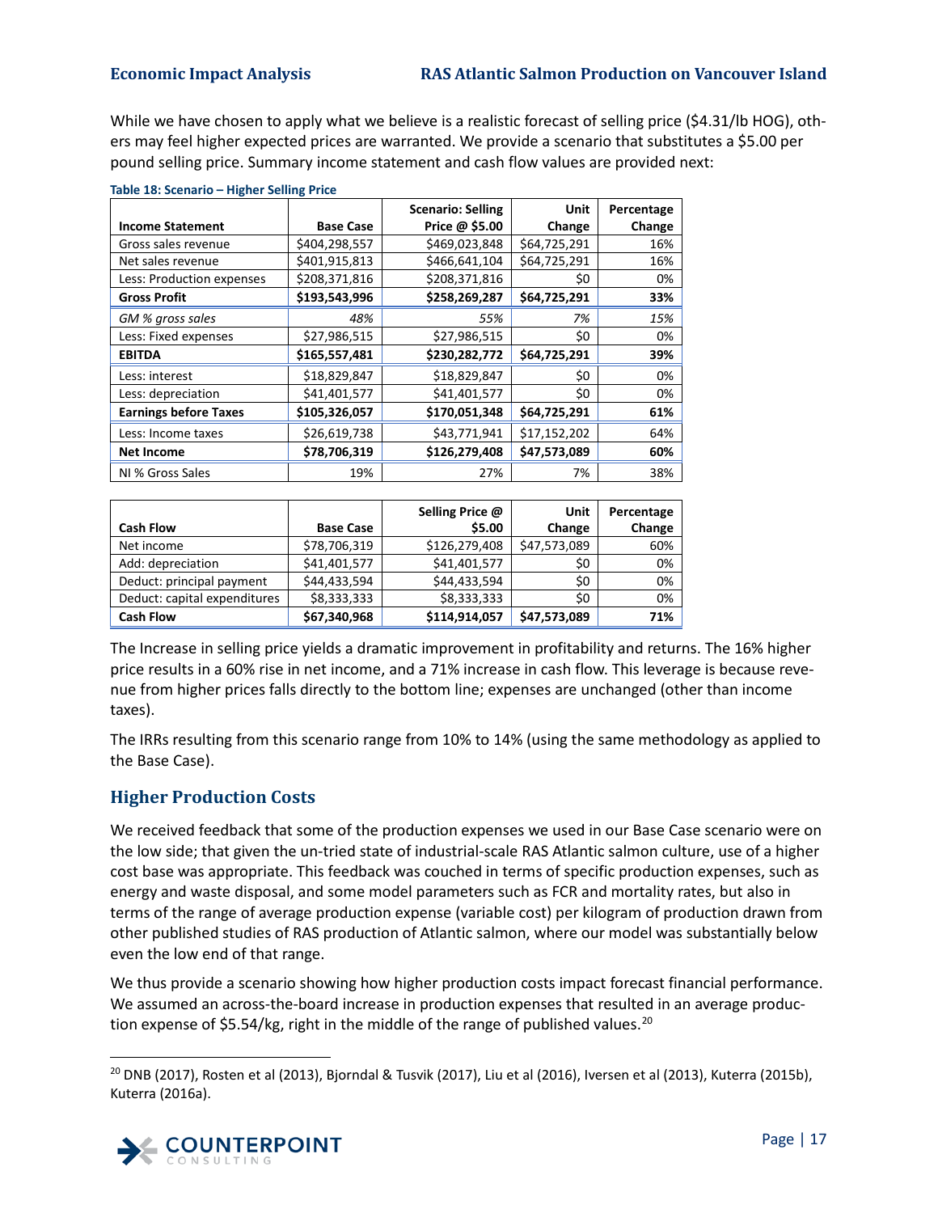While we have chosen to apply what we believe is a realistic forecast of selling price ($4.31/lb HOG), others may feel higher expected prices are warranted. We provide a scenario that substitutes a $5.00 per pound selling price. Summary income statement and cash flow values are provided next:

**Table 18: Scenario – Higher Selling Price**

| Income Statement | Base Case | Scenario: Selling Price @ $5.00 | Unit Change | Percentage Change |
|---|---|---|---|---|
| Gross sales revenue | $404,298,557 | $469,023,848 | $64,725,291 | 16% |
| Net sales revenue | $401,915,813 | $466,641,104 | $64,725,291 | 16% |
| Less: Production expenses | $208,371,816 | $208,371,816 | $0 | 0% |
| **Gross Profit** | **$193,543,996** | **$258,269,287** | **$64,725,291** | **33%** |
| *GM % gross sales* | *48%* | *55%* | *7%* | *15%* |
| Less: Fixed expenses | $27,986,515 | $27,986,515 | $0 | 0% |
| **EBITDA** | **$165,557,481** | **$230,282,772** | **$64,725,291** | **39%** |
| Less: interest | $18,829,847 | $18,829,847 | $0 | 0% |
| Less: depreciation | $41,401,577 | $41,401,577 | $0 | 0% |
| **Earnings before Taxes** | **$105,326,057** | **$170,051,348** | **$64,725,291** | **61%** |
| Less: Income taxes | $26,619,738 | $43,771,941 | $17,152,202 | 64% |
| **Net Income** | **$78,706,319** | **$126,279,408** | **$47,573,089** | **60%** |
| NI % Gross Sales | 19% | 27% | 7% | 38% |

| Cash Flow | Base Case | Selling Price @ $5.00 | Unit Change | Percentage Change |
|---|---|---|---|---|
| Net income | $78,706,319 | $126,279,408 | $47,573,089 | 60% |
| Add: depreciation | $41,401,577 | $41,401,577 | $0 | 0% |
| Deduct: principal payment | $44,433,594 | $44,433,594 | $0 | 0% |
| Deduct: capital expenditures | $8,333,333 | $8,333,333 | $0 | 0% |
| **Cash Flow** | **$67,340,968** | **$114,914,057** | **$47,573,089** | **71%** |

The Increase in selling price yields a dramatic improvement in profitability and returns. The 16% higher price results in a 60% rise in net income, and a 71% increase in cash flow. This leverage is because revenue from higher prices falls directly to the bottom line; expenses are unchanged (other than income taxes).

The IRRs resulting from this scenario range from 10% to 14% (using the same methodology as applied to the Base Case).

## Higher Production Costs

We received feedback that some of the production expenses we used in our Base Case scenario were on the low side; that given the un-tried state of industrial-scale RAS Atlantic salmon culture, use of a higher cost base was appropriate. This feedback was couched in terms of specific production expenses, such as energy and waste disposal, and some model parameters such as FCR and mortality rates, but also in terms of the range of average production expense (variable cost) per kilogram of production drawn from other published studies of RAS production of Atlantic salmon, where our model was substantially below even the low end of that range.

We thus provide a scenario showing how higher production costs impact forecast financial performance. We assumed an across-the-board increase in production expenses that resulted in an average production expense of $5.54/kg, right in the middle of the range of published values.[20]

[20] DNB (2017), Rosten et al (2013), Bjorndal & Tusvik (2017), Liu et al (2016), Iversen et al (2013), Kuterra (2015b), Kuterra (2016a).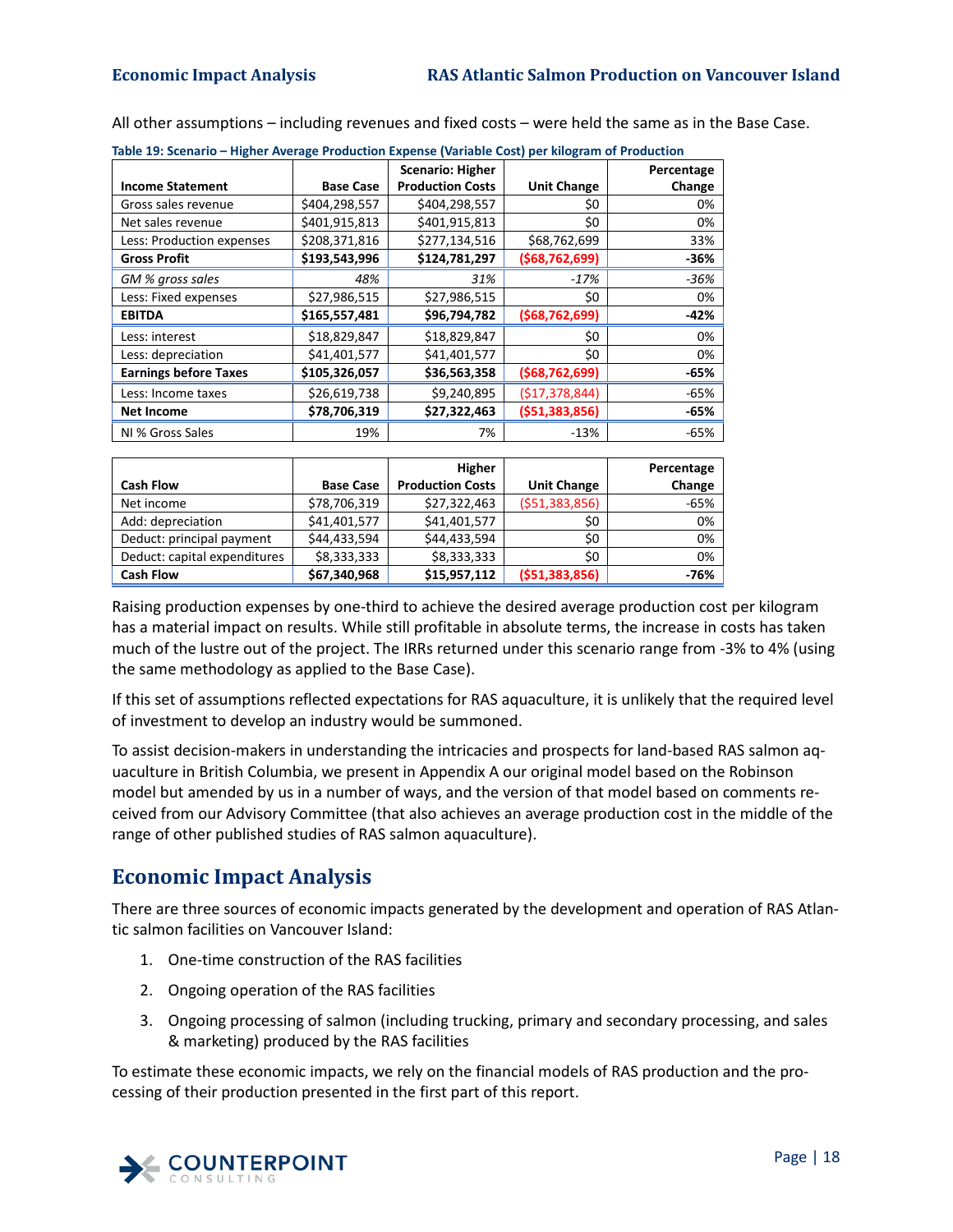All other assumptions – including revenues and fixed costs – were held the same as in the Base Case.

**Table 19: Scenario – Higher Average Production Expense (Variable Cost) per kilogram of Production**

| Income Statement | Base Case | Scenario: Higher Production Costs | Unit Change | Percentage Change |
|---|---|---|---|---|
| Gross sales revenue | $404,298,557 | $404,298,557 | $0 | 0% |
| Net sales revenue | $401,915,813 | $401,915,813 | $0 | 0% |
| Less: Production expenses | $208,371,816 | $277,134,516 | $68,762,699 | 33% |
| **Gross Profit** | **$193,543,996** | **$124,781,297** | **($68,762,699)** | **-36%** |
| *GM % gross sales* | *48%* | *31%* | *-17%* | *-36%* |
| Less: Fixed expenses | $27,986,515 | $27,986,515 | $0 | 0% |
| **EBITDA** | **$165,557,481** | **$96,794,782** | **($68,762,699)** | **-42%** |
| Less: interest | $18,829,847 | $18,829,847 | $0 | 0% |
| Less: depreciation | $41,401,577 | $41,401,577 | $0 | 0% |
| **Earnings before Taxes** | **$105,326,057** | **$36,563,358** | **($68,762,699)** | **-65%** |
| Less: Income taxes | $26,619,738 | $9,240,895 | ($17,378,844) | -65% |
| **Net Income** | **$78,706,319** | **$27,322,463** | **($51,383,856)** | **-65%** |
| NI % Gross Sales | 19% | 7% | -13% | -65% |

| Cash Flow | Base Case | Higher Production Costs | Unit Change | Percentage Change |
|---|---|---|---|---|
| Net income | $78,706,319 | $27,322,463 | ($51,383,856) | -65% |
| Add: depreciation | $41,401,577 | $41,401,577 | $0 | 0% |
| Deduct: principal payment | $44,433,594 | $44,433,594 | $0 | 0% |
| Deduct: capital expenditures | $8,333,333 | $8,333,333 | $0 | 0% |
| **Cash Flow** | **$67,340,968** | **$15,957,112** | **($51,383,856)** | **-76%** |

Raising production expenses by one-third to achieve the desired average production cost per kilogram has a material impact on results. While still profitable in absolute terms, the increase in costs has taken much of the lustre out of the project. The IRRs returned under this scenario range from -3% to 4% (using the same methodology as applied to the Base Case).

If this set of assumptions reflected expectations for RAS aquaculture, it is unlikely that the required level of investment to develop an industry would be summoned.

To assist decision-makers in understanding the intricacies and prospects for land-based RAS salmon aquaculture in British Columbia, we present in Appendix A our original model based on the Robinson model but amended by us in a number of ways, and the version of that model based on comments received from our Advisory Committee (that also achieves an average production cost in the middle of the range of other published studies of RAS salmon aquaculture).

## Economic Impact Analysis

There are three sources of economic impacts generated by the development and operation of RAS Atlantic salmon facilities on Vancouver Island:

1. One-time construction of the RAS facilities
2. Ongoing operation of the RAS facilities
3. Ongoing processing of salmon (including trucking, primary and secondary processing, and sales & marketing) produced by the RAS facilities

To estimate these economic impacts, we rely on the financial models of RAS production and the processing of their production presented in the first part of this report.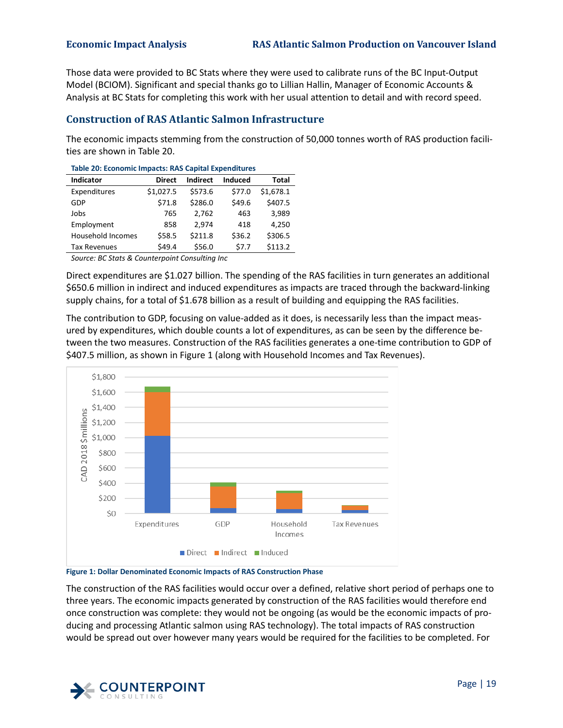Those data were provided to BC Stats where they were used to calibrate runs of the BC Input-Output Model (BCIOM). Significant and special thanks go to Lillian Hallin, Manager of Economic Accounts & Analysis at BC Stats for completing this work with her usual attention to detail and with record speed.

## Construction of RAS Atlantic Salmon Infrastructure

The economic impacts stemming from the construction of 50,000 tonnes worth of RAS production facilities are shown in Table 20.

**Table 20: Economic Impacts: RAS Capital Expenditures**

| Indicator | Direct | Indirect | Induced | Total |
|---|---|---|---|---|
| Expenditures | $1,027.5 | $573.6 | $77.0 | $1,678.1 |
| GDP | $71.8 | $286.0 | $49.6 | $407.5 |
| Jobs | 765 | 2,762 | 463 | 3,989 |
| Employment | 858 | 2,974 | 418 | 4,250 |
| Household Incomes | $58.5 | $211.8 | $36.2 | $306.5 |
| Tax Revenues | $49.4 | $56.0 | $7.7 | $113.2 |

*Source: BC Stats & Counterpoint Consulting Inc*

Direct expenditures are $1.027 billion. The spending of the RAS facilities in turn generates an additional $650.6 million in indirect and induced expenditures as impacts are traced through the backward-linking supply chains, for a total of $1.678 billion as a result of building and equipping the RAS facilities.

The contribution to GDP, focusing on value-added as it does, is necessarily less than the impact measured by expenditures, which double counts a lot of expenditures, as can be seen by the difference between the two measures. Construction of the RAS facilities generates a one-time contribution to GDP of $407.5 million, as shown in Figure 1 (along with Household Incomes and Tax Revenues).

**Figure 1: Dollar Denominated Economic Impacts of RAS Construction Phase**

The construction of the RAS facilities would occur over a defined, relative short period of perhaps one to three years. The economic impacts generated by construction of the RAS facilities would therefore end once construction was complete: they would not be ongoing (as would be the economic impacts of producing and processing Atlantic salmon using RAS technology). The total impacts of RAS construction would be spread out over however many years would be required for the facilities to be completed. For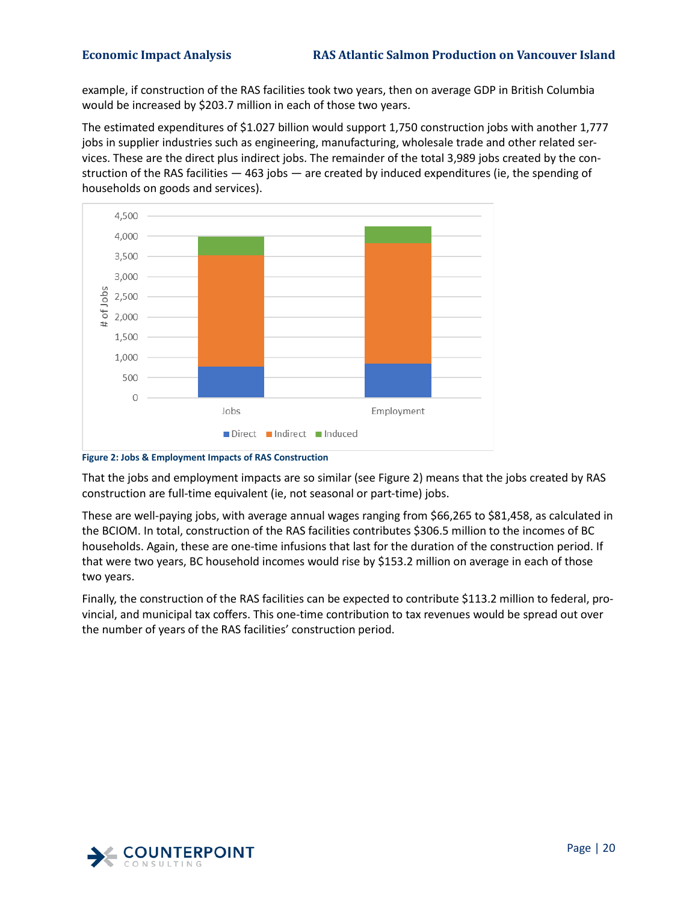example, if construction of the RAS facilities took two years, then on average GDP in British Columbia would be increased by $203.7 million in each of those two years.

The estimated expenditures of $1.027 billion would support 1,750 construction jobs with another 1,777 jobs in supplier industries such as engineering, manufacturing, wholesale trade and other related services. These are the direct plus indirect jobs. The remainder of the total 3,989 jobs created by the construction of the RAS facilities — 463 jobs — are created by induced expenditures (ie, the spending of households on goods and services).

**Figure 2: Jobs & Employment Impacts of RAS Construction**

That the jobs and employment impacts are so similar (see Figure 2) means that the jobs created by RAS construction are full-time equivalent (ie, not seasonal or part-time) jobs.

These are well-paying jobs, with average annual wages ranging from $66,265 to $81,458, as calculated in the BCIOM. In total, construction of the RAS facilities contributes $306.5 million to the incomes of BC households. Again, these are one-time infusions that last for the duration of the construction period. If that were two years, BC household incomes would rise by $153.2 million on average in each of those two years.

Finally, the construction of the RAS facilities can be expected to contribute $113.2 million to federal, provincial, and municipal tax coffers. This one-time contribution to tax revenues would be spread out over the number of years of the RAS facilities' construction period.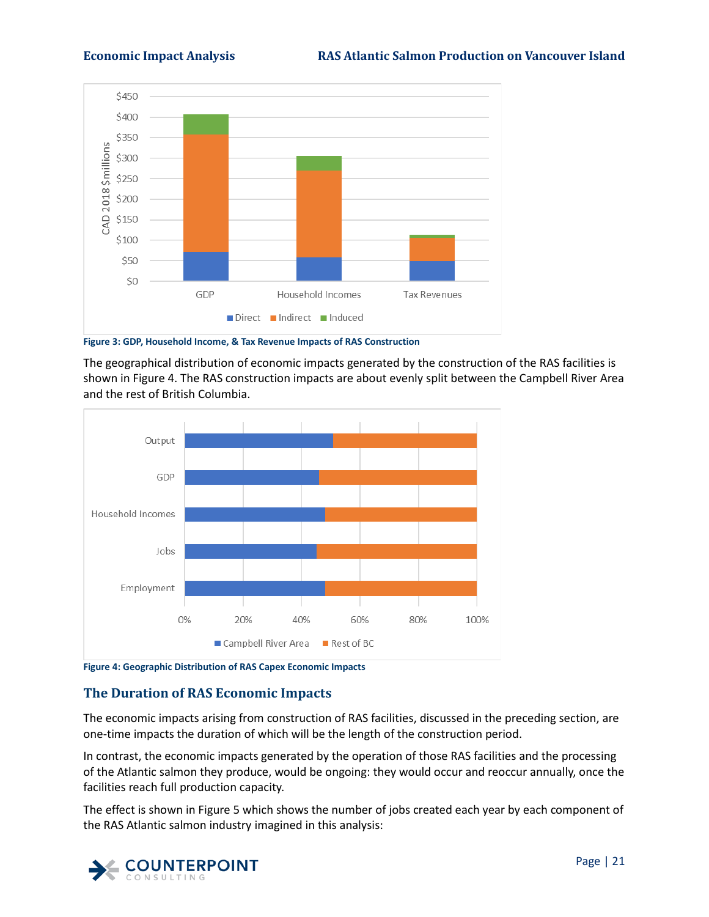Figure 3: GDP, Household Income, & Tax Revenue Impacts of RAS Construction

The geographical distribution of economic impacts generated by the construction of the RAS facilities is shown in Figure 4. The RAS construction impacts are about evenly split between the Campbell River Area and the rest of British Columbia.

Figure 4: Geographic Distribution of RAS Capex Economic Impacts

## The Duration of RAS Economic Impacts

The economic impacts arising from construction of RAS facilities, discussed in the preceding section, are one-time impacts the duration of which will be the length of the construction period.

In contrast, the economic impacts generated by the operation of those RAS facilities and the processing of the Atlantic salmon they produce, would be ongoing: they would occur and reoccur annually, once the facilities reach full production capacity.

The effect is shown in Figure 5 which shows the number of jobs created each year by each component of the RAS Atlantic salmon industry imagined in this analysis: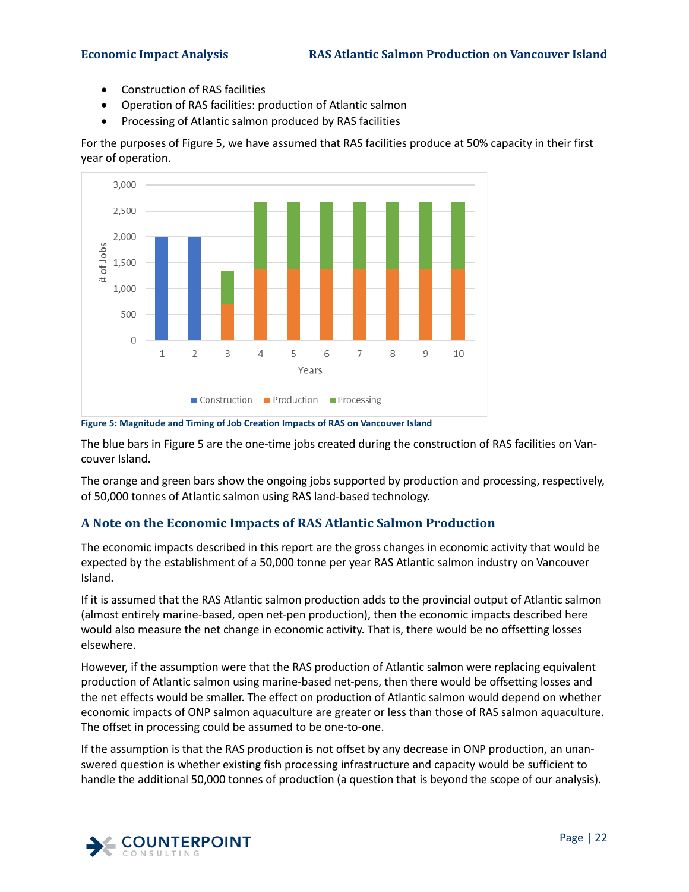- Construction of RAS facilities
- Operation of RAS facilities: production of Atlantic salmon
- Processing of Atlantic salmon produced by RAS facilities

For the purposes of Figure 5, we have assumed that RAS facilities produce at 50% capacity in their first year of operation.

**Figure 5: Magnitude and Timing of Job Creation Impacts of RAS on Vancouver Island**

The blue bars in Figure 5 are the one-time jobs created during the construction of RAS facilities on Vancouver Island.

The orange and green bars show the ongoing jobs supported by production and processing, respectively, of 50,000 tonnes of Atlantic salmon using RAS land-based technology.

## A Note on the Economic Impacts of RAS Atlantic Salmon Production

The economic impacts described in this report are the gross changes in economic activity that would be expected by the establishment of a 50,000 tonne per year RAS Atlantic salmon industry on Vancouver Island.

If it is assumed that the RAS Atlantic salmon production adds to the provincial output of Atlantic salmon (almost entirely marine-based, open net-pen production), then the economic impacts described here would also measure the net change in economic activity. That is, there would be no offsetting losses elsewhere.

However, if the assumption were that the RAS production of Atlantic salmon were replacing equivalent production of Atlantic salmon using marine-based net-pens, then there would be offsetting losses and the net effects would be smaller. The effect on production of Atlantic salmon would depend on whether economic impacts of ONP salmon aquaculture are greater or less than those of RAS salmon aquaculture. The offset in processing could be assumed to be one-to-one.

If the assumption is that the RAS production is not offset by any decrease in ONP production, an unanswered question is whether existing fish processing infrastructure and capacity would be sufficient to handle the additional 50,000 tonnes of production (a question that is beyond the scope of our analysis).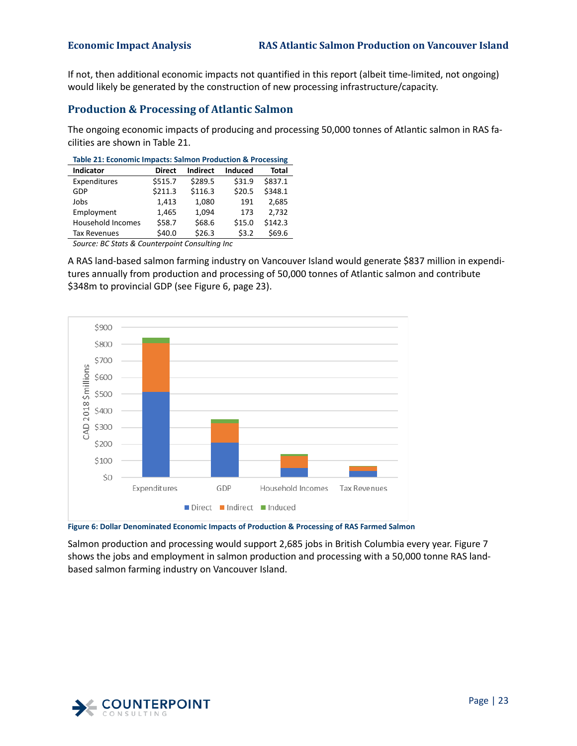If not, then additional economic impacts not quantified in this report (albeit time-limited, not ongoing) would likely be generated by the construction of new processing infrastructure/capacity.

## Production & Processing of Atlantic Salmon

The ongoing economic impacts of producing and processing 50,000 tonnes of Atlantic salmon in RAS facilities are shown in Table 21.

**Table 21: Economic Impacts: Salmon Production & Processing**

| Indicator | Direct | Indirect | Induced | Total |
|---|---|---|---|---|
| Expenditures | $515.7 | $289.5 | $31.9 | $837.1 |
| GDP | $211.3 | $116.3 | $20.5 | $348.1 |
| Jobs | 1,413 | 1,080 | 191 | 2,685 |
| Employment | 1,465 | 1,094 | 173 | 2,732 |
| Household Incomes | $58.7 | $68.6 | $15.0 | $142.3 |
| Tax Revenues | $40.0 | $26.3 | $3.2 | $69.6 |

*Source: BC Stats & Counterpoint Consulting Inc*

A RAS land-based salmon farming industry on Vancouver Island would generate $837 million in expenditures annually from production and processing of 50,000 tonnes of Atlantic salmon and contribute $348m to provincial GDP (see Figure 6, page 23).

**Figure 6: Dollar Denominated Economic Impacts of Production & Processing of RAS Farmed Salmon**

Salmon production and processing would support 2,685 jobs in British Columbia every year. Figure 7 shows the jobs and employment in salmon production and processing with a 50,000 tonne RAS land-based salmon farming industry on Vancouver Island.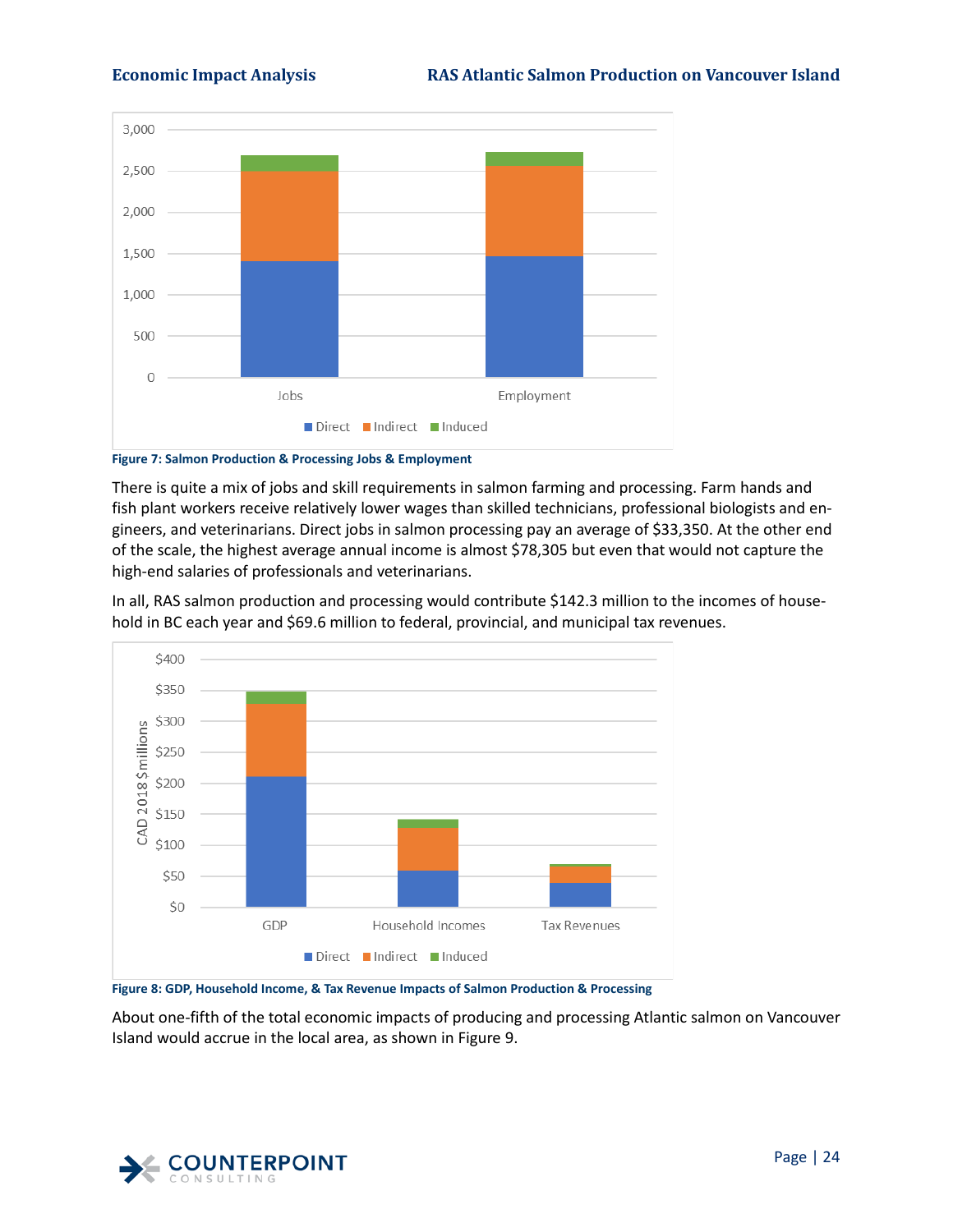Figure 7: Salmon Production & Processing Jobs & Employment

There is quite a mix of jobs and skill requirements in salmon farming and processing. Farm hands and fish plant workers receive relatively lower wages than skilled technicians, professional biologists and engineers, and veterinarians. Direct jobs in salmon processing pay an average of $33,350. At the other end of the scale, the highest average annual income is almost $78,305 but even that would not capture the high-end salaries of professionals and veterinarians.

In all, RAS salmon production and processing would contribute $142.3 million to the incomes of household in BC each year and $69.6 million to federal, provincial, and municipal tax revenues.

Figure 8: GDP, Household Income, & Tax Revenue Impacts of Salmon Production & Processing

About one-fifth of the total economic impacts of producing and processing Atlantic salmon on Vancouver Island would accrue in the local area, as shown in Figure 9.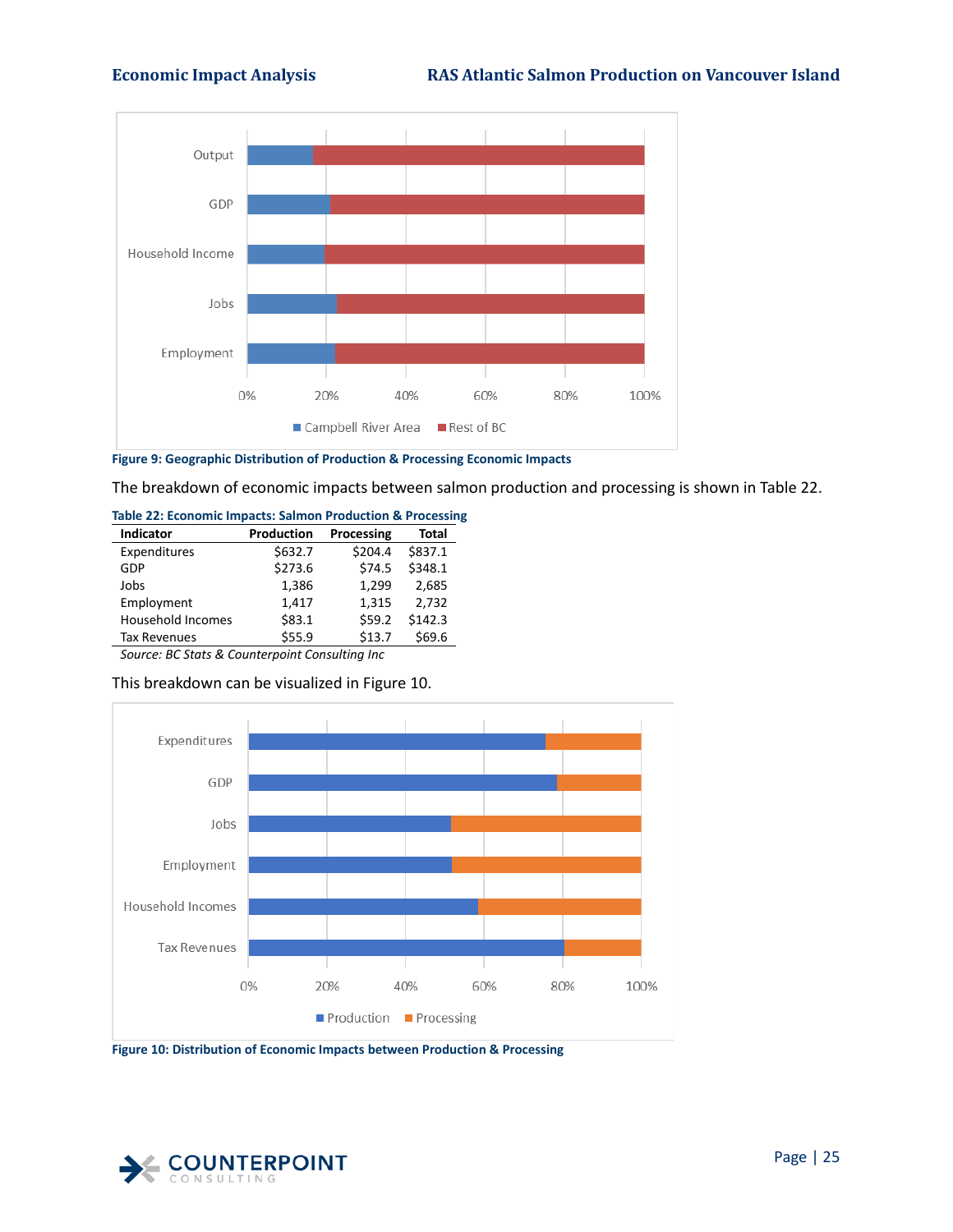Figure 9: Geographic Distribution of Production & Processing Economic Impacts

The breakdown of economic impacts between salmon production and processing is shown in Table 22.

Table 22: Economic Impacts: Salmon Production & Processing

| Indicator | Production | Processing | Total |
|---|---|---|---|
| Expenditures | $632.7 | $204.4 | $837.1 |
| GDP | $273.6 | $74.5 | $348.1 |
| Jobs | 1,386 | 1,299 | 2,685 |
| Employment | 1,417 | 1,315 | 2,732 |
| Household Incomes | $83.1 | $59.2 | $142.3 |
| Tax Revenues | $55.9 | $13.7 | $69.6 |

*Source: BC Stats & Counterpoint Consulting Inc*

This breakdown can be visualized in Figure 10.

Figure 10: Distribution of Economic Impacts between Production & Processing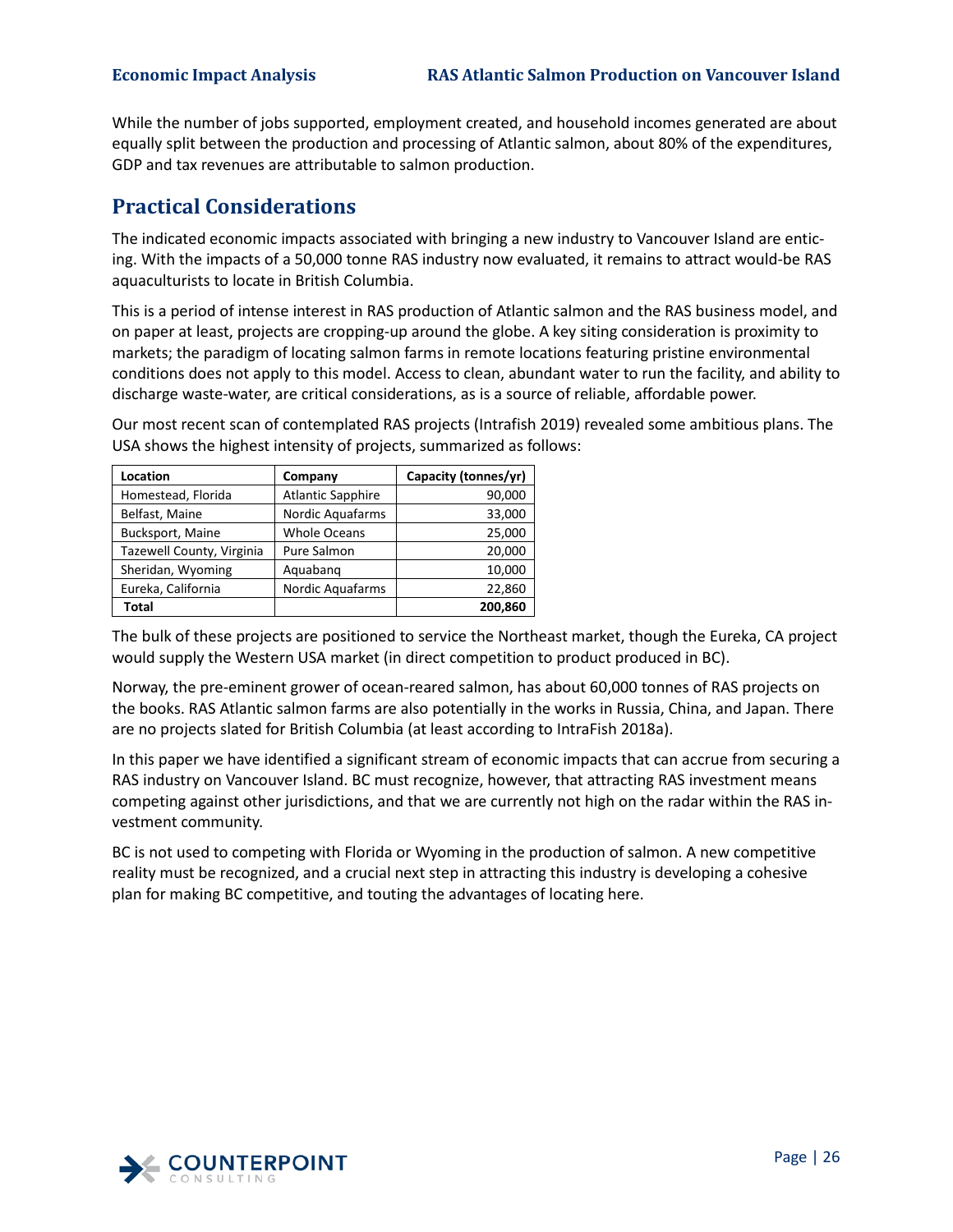While the number of jobs supported, employment created, and household incomes generated are about equally split between the production and processing of Atlantic salmon, about 80% of the expenditures, GDP and tax revenues are attributable to salmon production.

## Practical Considerations

The indicated economic impacts associated with bringing a new industry to Vancouver Island are enticing. With the impacts of a 50,000 tonne RAS industry now evaluated, it remains to attract would-be RAS aquaculturists to locate in British Columbia.

This is a period of intense interest in RAS production of Atlantic salmon and the RAS business model, and on paper at least, projects are cropping-up around the globe. A key siting consideration is proximity to markets; the paradigm of locating salmon farms in remote locations featuring pristine environmental conditions does not apply to this model. Access to clean, abundant water to run the facility, and ability to discharge waste-water, are critical considerations, as is a source of reliable, affordable power.

Our most recent scan of contemplated RAS projects (Intrafish 2019) revealed some ambitious plans. The USA shows the highest intensity of projects, summarized as follows:

| Location | Company | Capacity (tonnes/yr) |
|---|---|---:|
| Homestead, Florida | Atlantic Sapphire | 90,000 |
| Belfast, Maine | Nordic Aquafarms | 33,000 |
| Bucksport, Maine | Whole Oceans | 25,000 |
| Tazewell County, Virginia | Pure Salmon | 20,000 |
| Sheridan, Wyoming | Aquabanq | 10,000 |
| Eureka, California | Nordic Aquafarms | 22,860 |
| **Total** | | **200,860** |

The bulk of these projects are positioned to service the Northeast market, though the Eureka, CA project would supply the Western USA market (in direct competition to product produced in BC).

Norway, the pre-eminent grower of ocean-reared salmon, has about 60,000 tonnes of RAS projects on the books. RAS Atlantic salmon farms are also potentially in the works in Russia, China, and Japan. There are no projects slated for British Columbia (at least according to IntraFish 2018a).

In this paper we have identified a significant stream of economic impacts that can accrue from securing a RAS industry on Vancouver Island. BC must recognize, however, that attracting RAS investment means competing against other jurisdictions, and that we are currently not high on the radar within the RAS investment community.

BC is not used to competing with Florida or Wyoming in the production of salmon. A new competitive reality must be recognized, and a crucial next step in attracting this industry is developing a cohesive plan for making BC competitive, and touting the advantages of locating here.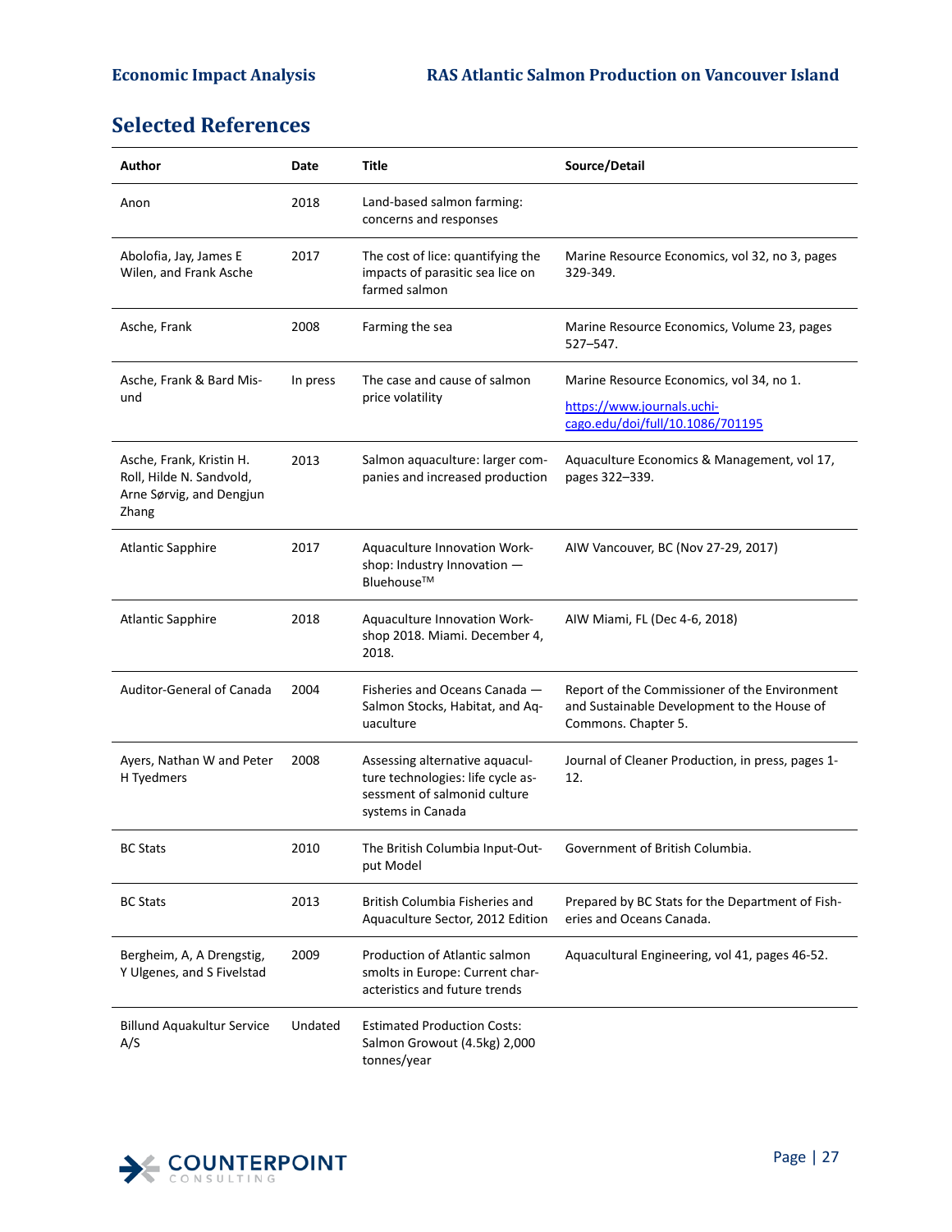## Selected References

| Author | Date | Title | Source/Detail |
|---|---|---|---|
| Anon | 2018 | Land-based salmon farming: concerns and responses | |
| Abolofia, Jay, James E Wilen, and Frank Asche | 2017 | The cost of lice: quantifying the impacts of parasitic sea lice on farmed salmon | Marine Resource Economics, vol 32, no 3, pages 329-349. |
| Asche, Frank | 2008 | Farming the sea | Marine Resource Economics, Volume 23, pages 527–547. |
| Asche, Frank & Bard Misund | In press | The case and cause of salmon price volatility | Marine Resource Economics, vol 34, no 1. https://www.journals.uchicago.edu/doi/full/10.1086/701195 |
| Asche, Frank, Kristin H. Roll, Hilde N. Sandvold, Arne Sørvig, and Dengjun Zhang | 2013 | Salmon aquaculture: larger companies and increased production | Aquaculture Economics & Management, vol 17, pages 322–339. |
| Atlantic Sapphire | 2017 | Aquaculture Innovation Workshop: Industry Innovation — Bluehouse™ | AIW Vancouver, BC (Nov 27-29, 2017) |
| Atlantic Sapphire | 2018 | Aquaculture Innovation Workshop 2018. Miami. December 4, 2018. | AIW Miami, FL (Dec 4-6, 2018) |
| Auditor-General of Canada | 2004 | Fisheries and Oceans Canada — Salmon Stocks, Habitat, and Aquaculture | Report of the Commissioner of the Environment and Sustainable Development to the House of Commons. Chapter 5. |
| Ayers, Nathan W and Peter H Tyedmers | 2008 | Assessing alternative aquaculture technologies: life cycle assessment of salmonid culture systems in Canada | Journal of Cleaner Production, in press, pages 1-12. |
| BC Stats | 2010 | The British Columbia Input-Output Model | Government of British Columbia. |
| BC Stats | 2013 | British Columbia Fisheries and Aquaculture Sector, 2012 Edition | Prepared by BC Stats for the Department of Fisheries and Oceans Canada. |
| Bergheim, A, A Drengstig, Y Ulgenes, and S Fivelstad | 2009 | Production of Atlantic salmon smolts in Europe: Current characteristics and future trends | Aquacultural Engineering, vol 41, pages 46-52. |
| Billund Aquakultur Service A/S | Undated | Estimated Production Costs: Salmon Growout (4.5kg) 2,000 tonnes/year | |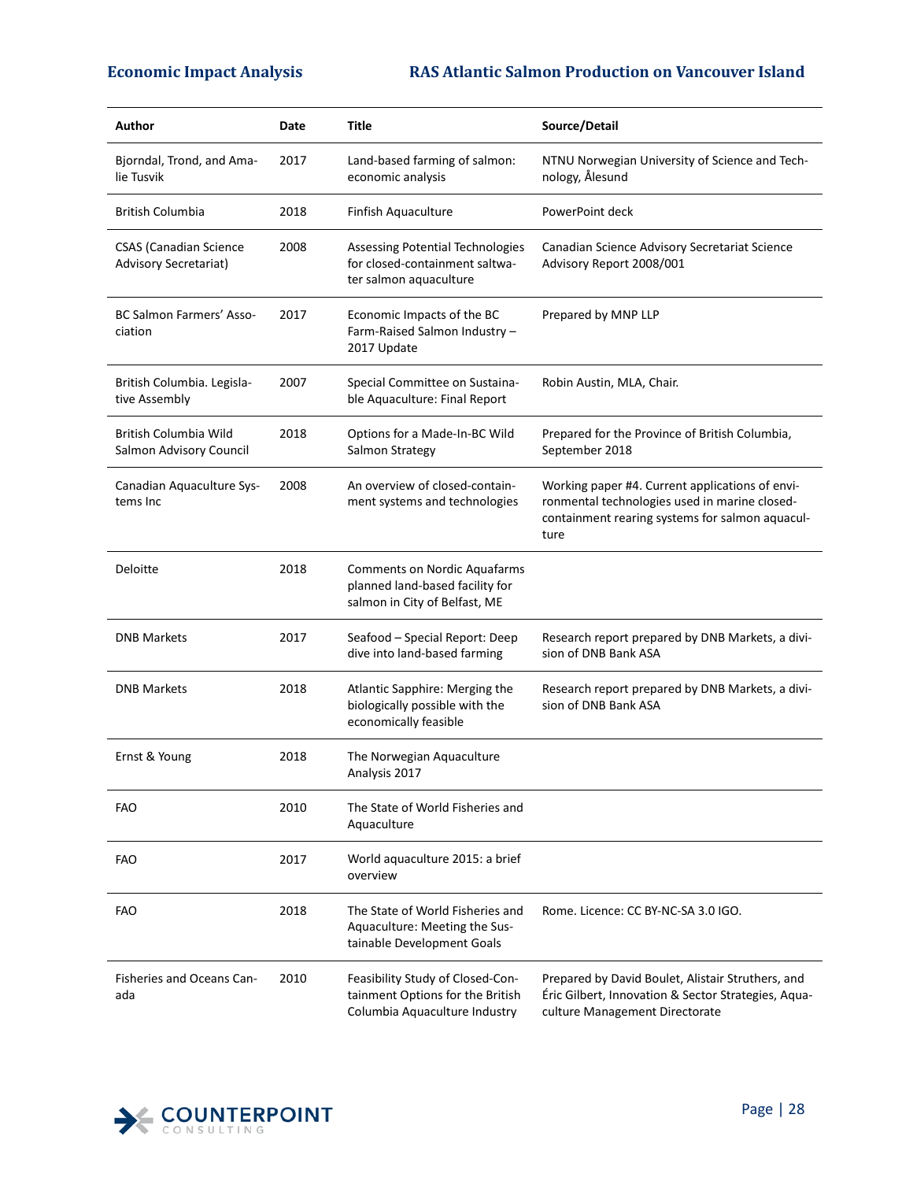| Author | Date | Title | Source/Detail |
|---|---|---|---|
| Bjorndal, Trond, and Amalie Tusvik | 2017 | Land-based farming of salmon: economic analysis | NTNU Norwegian University of Science and Technology, Ålesund |
| British Columbia | 2018 | Finfish Aquaculture | PowerPoint deck |
| CSAS (Canadian Science Advisory Secretariat) | 2008 | Assessing Potential Technologies for closed-containment saltwater salmon aquaculture | Canadian Science Advisory Secretariat Science Advisory Report 2008/001 |
| BC Salmon Farmers' Association | 2017 | Economic Impacts of the BC Farm-Raised Salmon Industry – 2017 Update | Prepared by MNP LLP |
| British Columbia. Legislative Assembly | 2007 | Special Committee on Sustainable Aquaculture: Final Report | Robin Austin, MLA, Chair. |
| British Columbia Wild Salmon Advisory Council | 2018 | Options for a Made-In-BC Wild Salmon Strategy | Prepared for the Province of British Columbia, September 2018 |
| Canadian Aquaculture Systems Inc | 2008 | An overview of closed-containment systems and technologies | Working paper #4. Current applications of environmental technologies used in marine closed-containment rearing systems for salmon aquaculture |
| Deloitte | 2018 | Comments on Nordic Aquafarms planned land-based facility for salmon in City of Belfast, ME | |
| DNB Markets | 2017 | Seafood – Special Report: Deep dive into land-based farming | Research report prepared by DNB Markets, a division of DNB Bank ASA |
| DNB Markets | 2018 | Atlantic Sapphire: Merging the biologically possible with the economically feasible | Research report prepared by DNB Markets, a division of DNB Bank ASA |
| Ernst & Young | 2018 | The Norwegian Aquaculture Analysis 2017 | |
| FAO | 2010 | The State of World Fisheries and Aquaculture | |
| FAO | 2017 | World aquaculture 2015: a brief overview | |
| FAO | 2018 | The State of World Fisheries and Aquaculture: Meeting the Sustainable Development Goals | Rome. Licence: CC BY-NC-SA 3.0 IGO. |
| Fisheries and Oceans Canada | 2010 | Feasibility Study of Closed-Containment Options for the British Columbia Aquaculture Industry | Prepared by David Boulet, Alistair Struthers, and Éric Gilbert, Innovation & Sector Strategies, Aquaculture Management Directorate |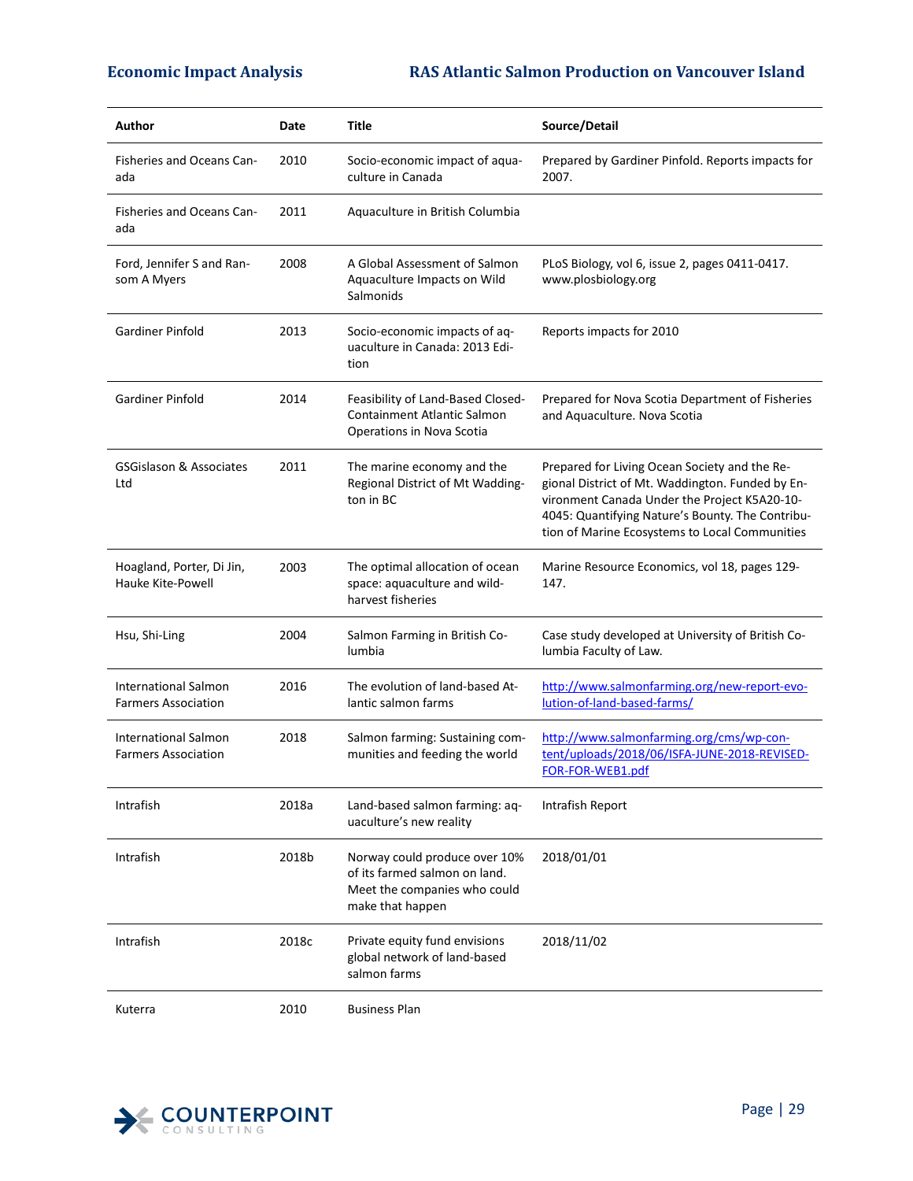| Author | Date | Title | Source/Detail |
|---|---|---|---|
| Fisheries and Oceans Canada | 2010 | Socio-economic impact of aquaculture in Canada | Prepared by Gardiner Pinfold. Reports impacts for 2007. |
| Fisheries and Oceans Canada | 2011 | Aquaculture in British Columbia | |
| Ford, Jennifer S and Ransom A Myers | 2008 | A Global Assessment of Salmon Aquaculture Impacts on Wild Salmonids | PLoS Biology, vol 6, issue 2, pages 0411-0417. www.plosbiology.org |
| Gardiner Pinfold | 2013 | Socio-economic impacts of aquaculture in Canada: 2013 Edition | Reports impacts for 2010 |
| Gardiner Pinfold | 2014 | Feasibility of Land-Based Closed-Containment Atlantic Salmon Operations in Nova Scotia | Prepared for Nova Scotia Department of Fisheries and Aquaculture. Nova Scotia |
| GSGislason & Associates Ltd | 2011 | The marine economy and the Regional District of Mt Waddington in BC | Prepared for Living Ocean Society and the Regional District of Mt. Waddington. Funded by Environment Canada Under the Project K5A20-10-4045: Quantifying Nature's Bounty. The Contribution of Marine Ecosystems to Local Communities |
| Hoagland, Porter, Di Jin, Hauke Kite-Powell | 2003 | The optimal allocation of ocean space: aquaculture and wild-harvest fisheries | Marine Resource Economics, vol 18, pages 129-147. |
| Hsu, Shi-Ling | 2004 | Salmon Farming in British Columbia | Case study developed at University of British Columbia Faculty of Law. |
| International Salmon Farmers Association | 2016 | The evolution of land-based Atlantic salmon farms | http://www.salmonfarming.org/new-report-evolution-of-land-based-farms/ |
| International Salmon Farmers Association | 2018 | Salmon farming: Sustaining communities and feeding the world | http://www.salmonfarming.org/cms/wp-content/uploads/2018/06/ISFA-JUNE-2018-REVISED-FOR-FOR-WEB1.pdf |
| Intrafish | 2018a | Land-based salmon farming: aquaculture's new reality | Intrafish Report |
| Intrafish | 2018b | Norway could produce over 10% of its farmed salmon on land. Meet the companies who could make that happen | 2018/01/01 |
| Intrafish | 2018c | Private equity fund envisions global network of land-based salmon farms | 2018/11/02 |
| Kuterra | 2010 | Business Plan | |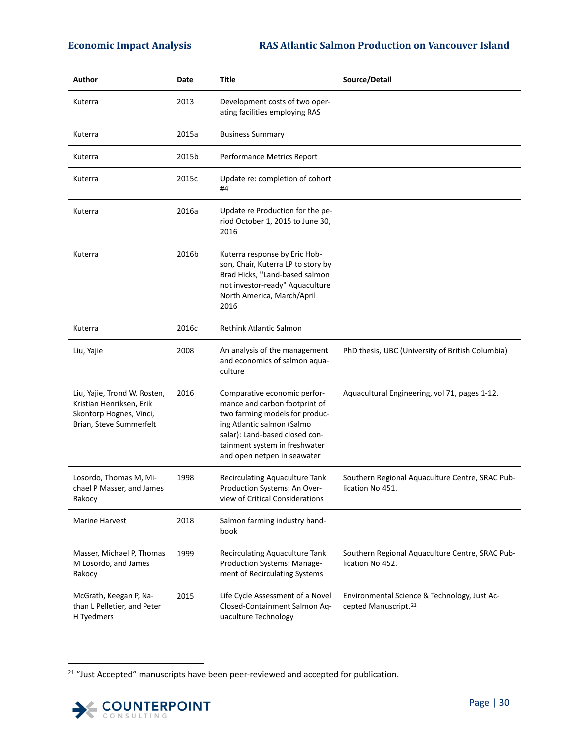| Author | Date | Title | Source/Detail |
| --- | --- | --- | --- |
| Kuterra | 2013 | Development costs of two operating facilities employing RAS | |
| Kuterra | 2015a | Business Summary | |
| Kuterra | 2015b | Performance Metrics Report | |
| Kuterra | 2015c | Update re: completion of cohort #4 | |
| Kuterra | 2016a | Update re Production for the period October 1, 2015 to June 30, 2016 | |
| Kuterra | 2016b | Kuterra response by Eric Hobson, Chair, Kuterra LP to story by Brad Hicks, "Land-based salmon not investor-ready" Aquaculture North America, March/April 2016 | |
| Kuterra | 2016c | Rethink Atlantic Salmon | |
| Liu, Yajie | 2008 | An analysis of the management and economics of salmon aquaculture | PhD thesis, UBC (University of British Columbia) |
| Liu, Yajie, Trond W. Rosten, Kristian Henriksen, Erik Skontorp Hognes, Vinci, Brian, Steve Summerfelt | 2016 | Comparative economic performance and carbon footprint of two farming models for producing Atlantic salmon (Salmo salar): Land-based closed containment system in freshwater and open netpen in seawater | Aquacultural Engineering, vol 71, pages 1-12. |
| Losordo, Thomas M, Michael P Masser, and James Rakocy | 1998 | Recirculating Aquaculture Tank Production Systems: An Overview of Critical Considerations | Southern Regional Aquaculture Centre, SRAC Publication No 451. |
| Marine Harvest | 2018 | Salmon farming industry handbook | |
| Masser, Michael P, Thomas M Losordo, and James Rakocy | 1999 | Recirculating Aquaculture Tank Production Systems: Management of Recirculating Systems | Southern Regional Aquaculture Centre, SRAC Publication No 452. |
| McGrath, Keegan P, Nathan L Pelletier, and Peter H Tyedmers | 2015 | Life Cycle Assessment of a Novel Closed-Containment Salmon Aquaculture Technology | Environmental Science & Technology, Just Accepted Manuscript.[21] |

[21] "Just Accepted" manuscripts have been peer-reviewed and accepted for publication.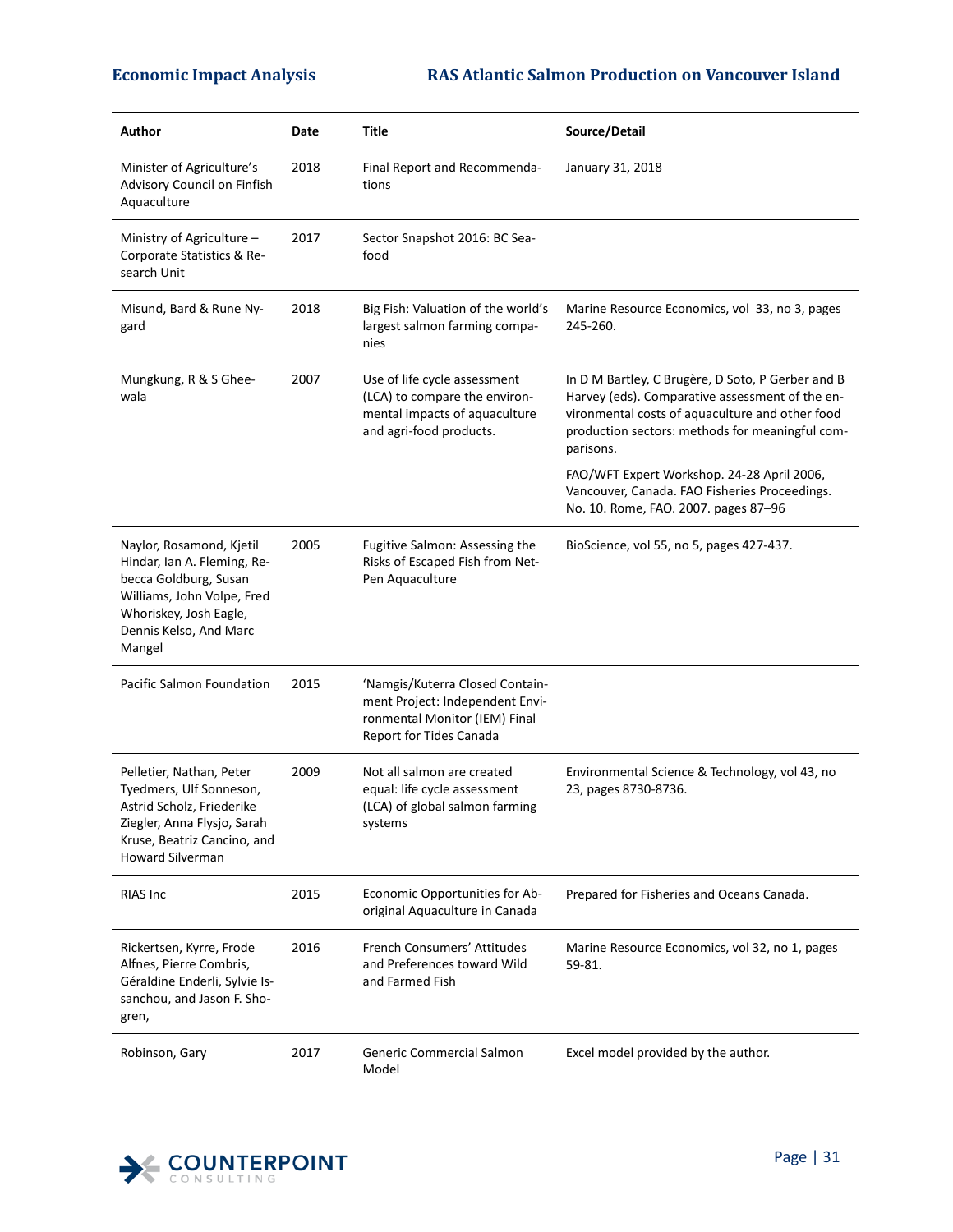| Author | Date | Title | Source/Detail |
| --- | --- | --- | --- |
| Minister of Agriculture's Advisory Council on Finfish Aquaculture | 2018 | Final Report and Recommendations | January 31, 2018 |
| Ministry of Agriculture – Corporate Statistics & Research Unit | 2017 | Sector Snapshot 2016: BC Seafood | |
| Misund, Bard & Rune Nygard | 2018 | Big Fish: Valuation of the world's largest salmon farming companies | Marine Resource Economics, vol 33, no 3, pages 245-260. |
| Mungkung, R & S Gheewala | 2007 | Use of life cycle assessment (LCA) to compare the environmental impacts of aquaculture and agri-food products. | In D M Bartley, C Brugère, D Soto, P Gerber and B Harvey (eds). Comparative assessment of the environmental costs of aquaculture and other food production sectors: methods for meaningful comparisons. FAO/WFT Expert Workshop. 24-28 April 2006, Vancouver, Canada. FAO Fisheries Proceedings. No. 10. Rome, FAO. 2007. pages 87–96 |
| Naylor, Rosamond, Kjetil Hindar, Ian A. Fleming, Rebecca Goldburg, Susan Williams, John Volpe, Fred Whoriskey, Josh Eagle, Dennis Kelso, And Marc Mangel | 2005 | Fugitive Salmon: Assessing the Risks of Escaped Fish from Net-Pen Aquaculture | BioScience, vol 55, no 5, pages 427-437. |
| Pacific Salmon Foundation | 2015 | 'Namgis/Kuterra Closed Containment Project: Independent Environmental Monitor (IEM) Final Report for Tides Canada | |
| Pelletier, Nathan, Peter Tyedmers, Ulf Sonneson, Astrid Scholz, Friederike Ziegler, Anna Flysjo, Sarah Kruse, Beatriz Cancino, and Howard Silverman | 2009 | Not all salmon are created equal: life cycle assessment (LCA) of global salmon farming systems | Environmental Science & Technology, vol 43, no 23, pages 8730-8736. |
| RIAS Inc | 2015 | Economic Opportunities for Aboriginal Aquaculture in Canada | Prepared for Fisheries and Oceans Canada. |
| Rickertsen, Kyrre, Frode Alfnes, Pierre Combris, Géraldine Enderli, Sylvie Issanchou, and Jason F. Shogren, | 2016 | French Consumers' Attitudes and Preferences toward Wild and Farmed Fish | Marine Resource Economics, vol 32, no 1, pages 59-81. |
| Robinson, Gary | 2017 | Generic Commercial Salmon Model | Excel model provided by the author. |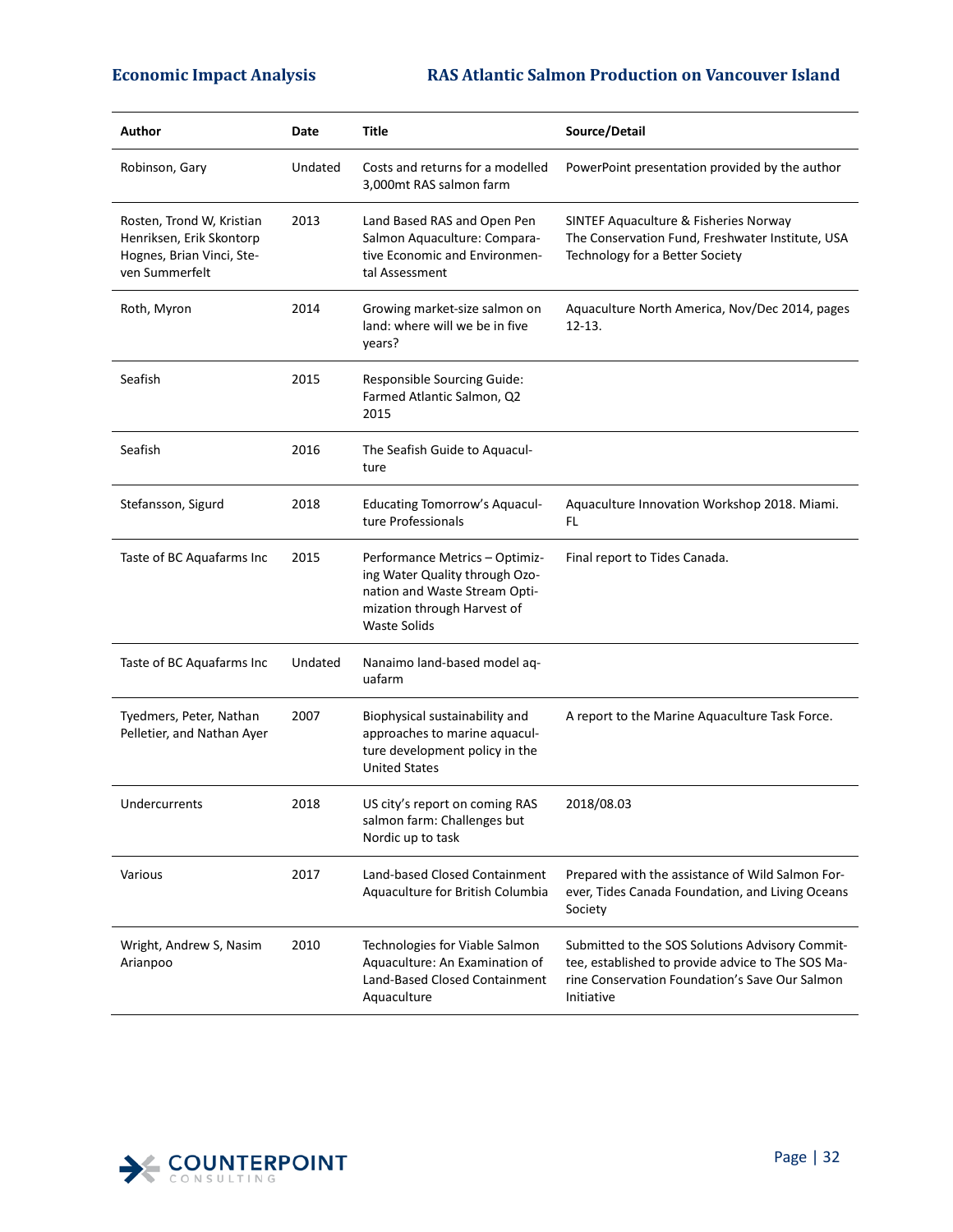| Author | Date | Title | Source/Detail |
|---|---|---|---|
| Robinson, Gary | Undated | Costs and returns for a modelled 3,000mt RAS salmon farm | PowerPoint presentation provided by the author |
| Rosten, Trond W, Kristian Henriksen, Erik Skontorp Hognes, Brian Vinci, Steven Summerfelt | 2013 | Land Based RAS and Open Pen Salmon Aquaculture: Comparative Economic and Environmental Assessment | SINTEF Aquaculture & Fisheries Norway The Conservation Fund, Freshwater Institute, USA Technology for a Better Society |
| Roth, Myron | 2014 | Growing market-size salmon on land: where will we be in five years? | Aquaculture North America, Nov/Dec 2014, pages 12-13. |
| Seafish | 2015 | Responsible Sourcing Guide: Farmed Atlantic Salmon, Q2 2015 | |
| Seafish | 2016 | The Seafish Guide to Aquaculture | |
| Stefansson, Sigurd | 2018 | Educating Tomorrow's Aquaculture Professionals | Aquaculture Innovation Workshop 2018. Miami. FL |
| Taste of BC Aquafarms Inc | 2015 | Performance Metrics – Optimizing Water Quality through Ozonation and Waste Stream Optimization through Harvest of Waste Solids | Final report to Tides Canada. |
| Taste of BC Aquafarms Inc | Undated | Nanaimo land-based model aquafarm | |
| Tyedmers, Peter, Nathan Pelletier, and Nathan Ayer | 2007 | Biophysical sustainability and approaches to marine aquaculture development policy in the United States | A report to the Marine Aquaculture Task Force. |
| Undercurrents | 2018 | US city's report on coming RAS salmon farm: Challenges but Nordic up to task | 2018/08.03 |
| Various | 2017 | Land-based Closed Containment Aquaculture for British Columbia | Prepared with the assistance of Wild Salmon Forever, Tides Canada Foundation, and Living Oceans Society |
| Wright, Andrew S, Nasim Arianpoo | 2010 | Technologies for Viable Salmon Aquaculture: An Examination of Land-Based Closed Containment Aquaculture | Submitted to the SOS Solutions Advisory Committee, established to provide advice to The SOS Marine Conservation Foundation's Save Our Salmon Initiative |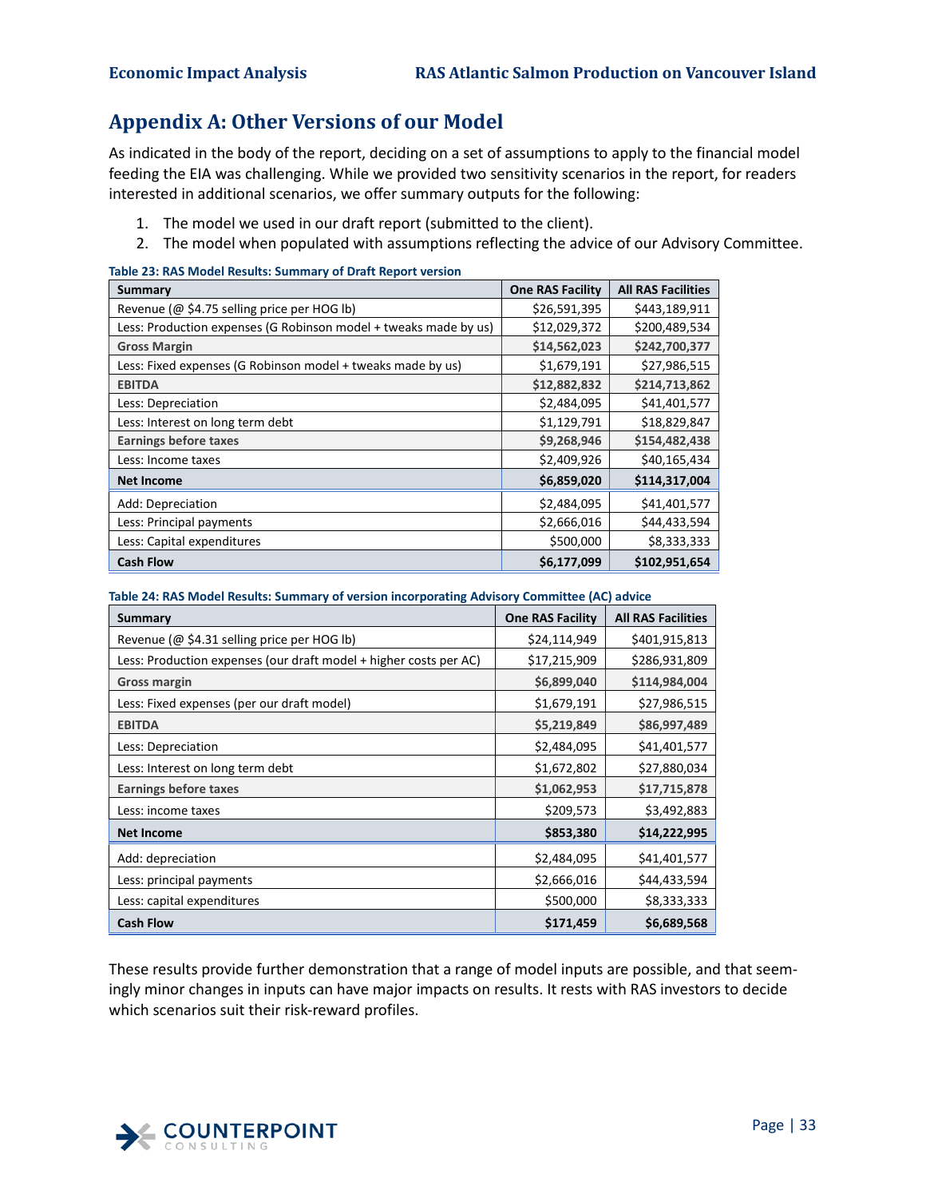## Appendix A: Other Versions of our Model

As indicated in the body of the report, deciding on a set of assumptions to apply to the financial model feeding the EIA was challenging. While we provided two sensitivity scenarios in the report, for readers interested in additional scenarios, we offer summary outputs for the following:

1. The model we used in our draft report (submitted to the client).
2. The model when populated with assumptions reflecting the advice of our Advisory Committee.

**Table 23: RAS Model Results: Summary of Draft Report version**

| Summary | One RAS Facility | All RAS Facilities |
|---|---|---|
| Revenue (@ $4.75 selling price per HOG lb) | $26,591,395 | $443,189,911 |
| Less: Production expenses (G Robinson model + tweaks made by us) | $12,029,372 | $200,489,534 |
| **Gross Margin** | **$14,562,023** | **$242,700,377** |
| Less: Fixed expenses (G Robinson model + tweaks made by us) | $1,679,191 | $27,986,515 |
| **EBITDA** | **$12,882,832** | **$214,713,862** |
| Less: Depreciation | $2,484,095 | $41,401,577 |
| Less: Interest on long term debt | $1,129,791 | $18,829,847 |
| **Earnings before taxes** | **$9,268,946** | **$154,482,438** |
| Less: Income taxes | $2,409,926 | $40,165,434 |
| **Net Income** | **$6,859,020** | **$114,317,004** |
| Add: Depreciation | $2,484,095 | $41,401,577 |
| Less: Principal payments | $2,666,016 | $44,433,594 |
| Less: Capital expenditures | $500,000 | $8,333,333 |
| **Cash Flow** | **$6,177,099** | **$102,951,654** |

**Table 24: RAS Model Results: Summary of version incorporating Advisory Committee (AC) advice**

| Summary | One RAS Facility | All RAS Facilities |
|---|---|---|
| Revenue (@ $4.31 selling price per HOG lb) | $24,114,949 | $401,915,813 |
| Less: Production expenses (our draft model + higher costs per AC) | $17,215,909 | $286,931,809 |
| **Gross margin** | **$6,899,040** | **$114,984,004** |
| Less: Fixed expenses (per our draft model) | $1,679,191 | $27,986,515 |
| **EBITDA** | **$5,219,849** | **$86,997,489** |
| Less: Depreciation | $2,484,095 | $41,401,577 |
| Less: Interest on long term debt | $1,672,802 | $27,880,034 |
| **Earnings before taxes** | **$1,062,953** | **$17,715,878** |
| Less: income taxes | $209,573 | $3,492,883 |
| **Net Income** | **$853,380** | **$14,222,995** |
| Add: depreciation | $2,484,095 | $41,401,577 |
| Less: principal payments | $2,666,016 | $44,433,594 |
| Less: capital expenditures | $500,000 | $8,333,333 |
| **Cash Flow** | **$171,459** | **$6,689,568** |

These results provide further demonstration that a range of model inputs are possible, and that seemingly minor changes in inputs can have major impacts on results. It rests with RAS investors to decide which scenarios suit their risk-reward profiles.